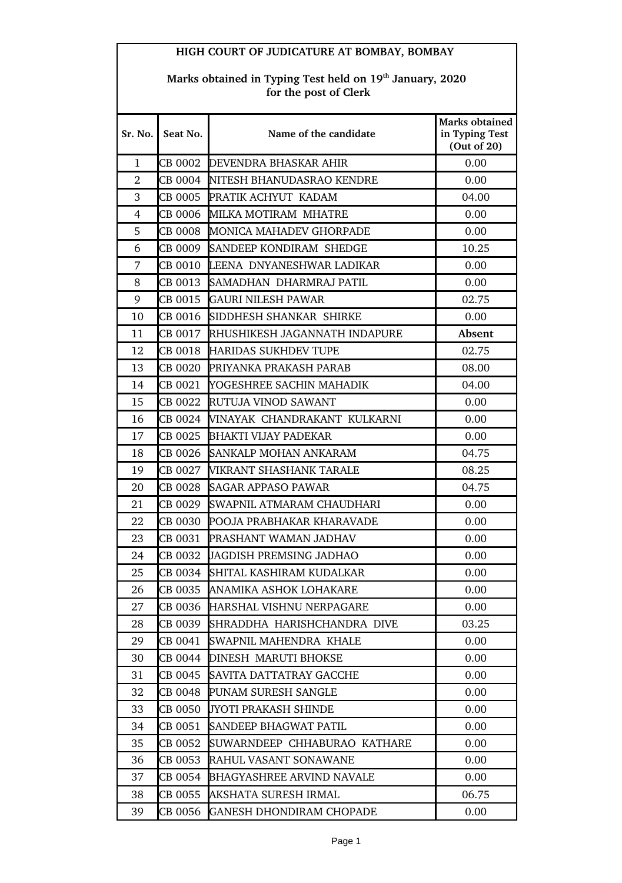**HIGH COURT OF JUDICATURE AT BOMBAY, BOMBAY**

**Marks obtained in Typing Test held on 19th January, 2020 for the post of Clerk**

| Sr. No. | Seat No. | Name of the candidate | Marks obtained in Typing Test (Out of 20) |
|---|---|---|---|
| 1 | CB 0002 | DEVENDRA BHASKAR AHIR | 0.00 |
| 2 | CB 0004 | NITESH BHANUDASRAO KENDRE | 0.00 |
| 3 | CB 0005 | PRATIK ACHYUT KADAM | 04.00 |
| 4 | CB 0006 | MILKA MOTIRAM MHATRE | 0.00 |
| 5 | CB 0008 | MONICA MAHADEV GHORPADE | 0.00 |
| 6 | CB 0009 | SANDEEP KONDIRAM SHEDGE | 10.25 |
| 7 | CB 0010 | LEENA DNYANESHWAR LADIKAR | 0.00 |
| 8 | CB 0013 | SAMADHAN DHARMRAJ PATIL | 0.00 |
| 9 | CB 0015 | GAURI NILESH PAWAR | 02.75 |
| 10 | CB 0016 | SIDDHESH SHANKAR SHIRKE | 0.00 |
| 11 | CB 0017 | RHUSHIKESH JAGANNATH INDAPURE | **Absent** |
| 12 | CB 0018 | HARIDAS SUKHDEV TUPE | 02.75 |
| 13 | CB 0020 | PRIYANKA PRAKASH PARAB | 08.00 |
| 14 | CB 0021 | YOGESHREE SACHIN MAHADIK | 04.00 |
| 15 | CB 0022 | RUTUJA VINOD SAWANT | 0.00 |
| 16 | CB 0024 | VINAYAK CHANDRAKANT KULKARNI | 0.00 |
| 17 | CB 0025 | BHAKTI VIJAY PADEKAR | 0.00 |
| 18 | CB 0026 | SANKALP MOHAN ANKARAM | 04.75 |
| 19 | CB 0027 | VIKRANT SHASHANK TARALE | 08.25 |
| 20 | CB 0028 | SAGAR APPASO PAWAR | 04.75 |
| 21 | CB 0029 | SWAPNIL ATMARAM CHAUDHARI | 0.00 |
| 22 | CB 0030 | POOJA PRABHAKAR KHARAVADE | 0.00 |
| 23 | CB 0031 | PRASHANT WAMAN JADHAV | 0.00 |
| 24 | CB 0032 | JAGDISH PREMSING JADHAO | 0.00 |
| 25 | CB 0034 | SHITAL KASHIRAM KUDALKAR | 0.00 |
| 26 | CB 0035 | ANAMIKA ASHOK LOHAKARE | 0.00 |
| 27 | CB 0036 | HARSHAL VISHNU NERPAGARE | 0.00 |
| 28 | CB 0039 | SHRADDHA HARISHCHANDRA DIVE | 03.25 |
| 29 | CB 0041 | SWAPNIL MAHENDRA KHALE | 0.00 |
| 30 | CB 0044 | DINESH MARUTI BHOKSE | 0.00 |
| 31 | CB 0045 | SAVITA DATTATRAY GACCHE | 0.00 |
| 32 | CB 0048 | PUNAM SURESH SANGLE | 0.00 |
| 33 | CB 0050 | JYOTI PRAKASH SHINDE | 0.00 |
| 34 | CB 0051 | SANDEEP BHAGWAT PATIL | 0.00 |
| 35 | CB 0052 | SUWARNDEEP CHHABURAO KATHARE | 0.00 |
| 36 | CB 0053 | RAHUL VASANT SONAWANE | 0.00 |
| 37 | CB 0054 | BHAGYASHREE ARVIND NAVALE | 0.00 |
| 38 | CB 0055 | AKSHATA SURESH IRMAL | 06.75 |
| 39 | CB 0056 | GANESH DHONDIRAM CHOPADE | 0.00 |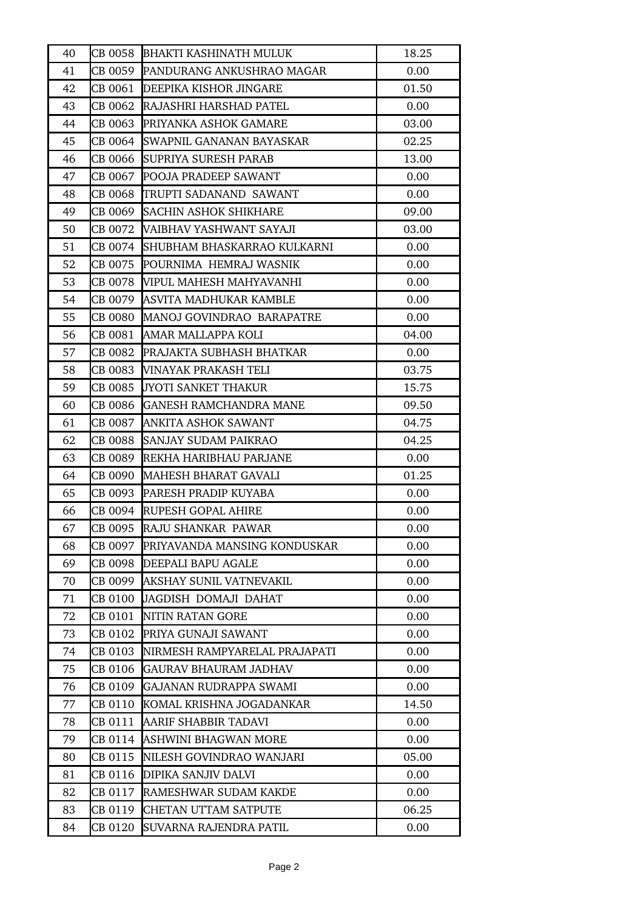| 40 | CB 0058 | BHAKTI KASHINATH MULUK | 18.25 |
|---|---|---|---|
| 41 | CB 0059 | PANDURANG ANKUSHRAO MAGAR | 0.00 |
| 42 | CB 0061 | DEEPIKA KISHOR JINGARE | 01.50 |
| 43 | CB 0062 | RAJASHRI HARSHAD PATEL | 0.00 |
| 44 | CB 0063 | PRIYANKA ASHOK GAMARE | 03.00 |
| 45 | CB 0064 | SWAPNIL GANANAN BAYASKAR | 02.25 |
| 46 | CB 0066 | SUPRIYA SURESH PARAB | 13.00 |
| 47 | CB 0067 | POOJA PRADEEP SAWANT | 0.00 |
| 48 | CB 0068 | TRUPTI SADANAND SAWANT | 0.00 |
| 49 | CB 0069 | SACHIN ASHOK SHIKHARE | 09.00 |
| 50 | CB 0072 | VAIBHAV YASHWANT SAYAJI | 03.00 |
| 51 | CB 0074 | SHUBHAM BHASKARRAO KULKARNI | 0.00 |
| 52 | CB 0075 | POURNIMA HEMRAJ WASNIK | 0.00 |
| 53 | CB 0078 | VIPUL MAHESH MAHYAVANHI | 0.00 |
| 54 | CB 0079 | ASVITA MADHUKAR KAMBLE | 0.00 |
| 55 | CB 0080 | MANOJ GOVINDRAO BARAPATRE | 0.00 |
| 56 | CB 0081 | AMAR MALLAPPA KOLI | 04.00 |
| 57 | CB 0082 | PRAJAKTA SUBHASH BHATKAR | 0.00 |
| 58 | CB 0083 | VINAYAK PRAKASH TELI | 03.75 |
| 59 | CB 0085 | JYOTI SANKET THAKUR | 15.75 |
| 60 | CB 0086 | GANESH RAMCHANDRA MANE | 09.50 |
| 61 | CB 0087 | ANKITA ASHOK SAWANT | 04.75 |
| 62 | CB 0088 | SANJAY SUDAM PAIKRAO | 04.25 |
| 63 | CB 0089 | REKHA HARIBHAU PARJANE | 0.00 |
| 64 | CB 0090 | MAHESH BHARAT GAVALI | 01.25 |
| 65 | CB 0093 | PARESH PRADIP KUYABA | 0.00 |
| 66 | CB 0094 | RUPESH GOPAL AHIRE | 0.00 |
| 67 | CB 0095 | RAJU SHANKAR PAWAR | 0.00 |
| 68 | CB 0097 | PRIYAVANDA MANSING KONDUSKAR | 0.00 |
| 69 | CB 0098 | DEEPALI BAPU AGALE | 0.00 |
| 70 | CB 0099 | AKSHAY SUNIL VATNEVAKIL | 0.00 |
| 71 | CB 0100 | JAGDISH DOMAJI DAHAT | 0.00 |
| 72 | CB 0101 | NITIN RATAN GORE | 0.00 |
| 73 | CB 0102 | PRIYA GUNAJI SAWANT | 0.00 |
| 74 | CB 0103 | NIRMESH RAMPYARELAL PRAJAPATI | 0.00 |
| 75 | CB 0106 | GAURAV BHAURAM JADHAV | 0.00 |
| 76 | CB 0109 | GAJANAN RUDRAPPA SWAMI | 0.00 |
| 77 | CB 0110 | KOMAL KRISHNA JOGADANKAR | 14.50 |
| 78 | CB 0111 | AARIF SHABBIR TADAVI | 0.00 |
| 79 | CB 0114 | ASHWINI BHAGWAN MORE | 0.00 |
| 80 | CB 0115 | NILESH GOVINDRAO WANJARI | 05.00 |
| 81 | CB 0116 | DIPIKA SANJIV DALVI | 0.00 |
| 82 | CB 0117 | RAMESHWAR SUDAM KAKDE | 0.00 |
| 83 | CB 0119 | CHETAN UTTAM SATPUTE | 06.25 |
| 84 | CB 0120 | SUVARNA RAJENDRA PATIL | 0.00 |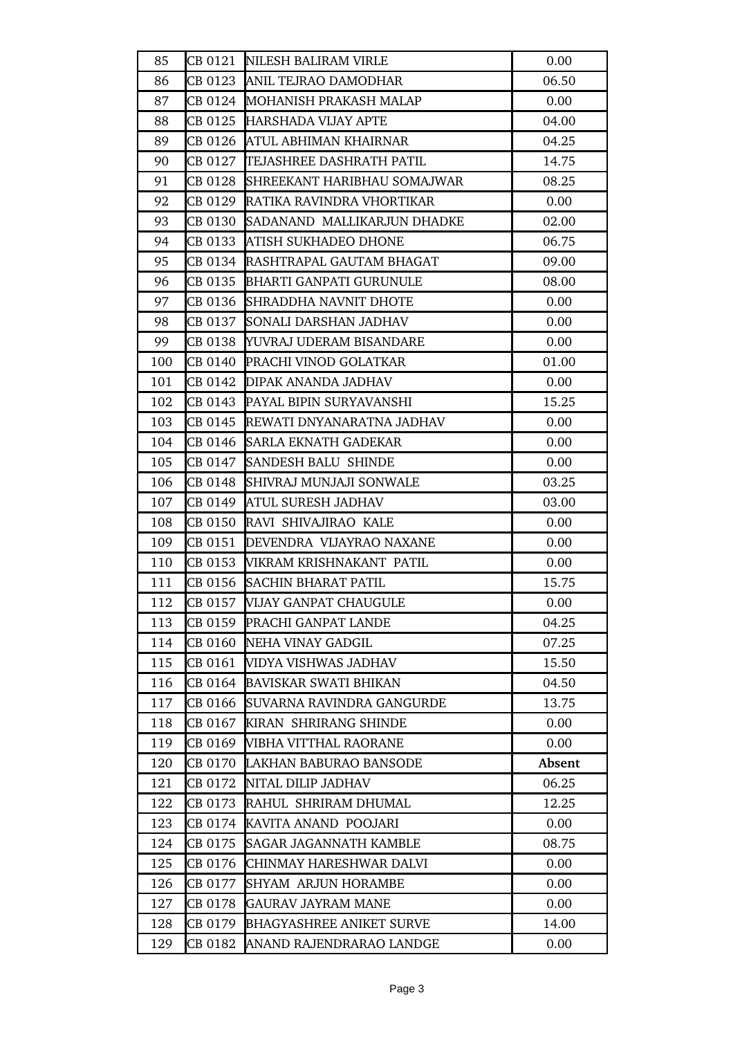| | | | |
|---|---|---|---|
| 85 | CB 0121 | NILESH BALIRAM VIRLE | 0.00 |
| 86 | CB 0123 | ANIL TEJRAO DAMODHAR | 06.50 |
| 87 | CB 0124 | MOHANISH PRAKASH MALAP | 0.00 |
| 88 | CB 0125 | HARSHADA VIJAY APTE | 04.00 |
| 89 | CB 0126 | ATUL ABHIMAN KHAIRNAR | 04.25 |
| 90 | CB 0127 | TEJASHREE DASHRATH PATIL | 14.75 |
| 91 | CB 0128 | SHREEKANT HARIBHAU SOMAJWAR | 08.25 |
| 92 | CB 0129 | RATIKA RAVINDRA VHORTIKAR | 0.00 |
| 93 | CB 0130 | SADANAND MALLIKARJUN DHADKE | 02.00 |
| 94 | CB 0133 | ATISH SUKHADEO DHONE | 06.75 |
| 95 | CB 0134 | RASHTRAPAL GAUTAM BHAGAT | 09.00 |
| 96 | CB 0135 | BHARTI GANPATI GURUNULE | 08.00 |
| 97 | CB 0136 | SHRADDHA NAVNIT DHOTE | 0.00 |
| 98 | CB 0137 | SONALI DARSHAN JADHAV | 0.00 |
| 99 | CB 0138 | YUVRAJ UDERAM BISANDARE | 0.00 |
| 100 | CB 0140 | PRACHI VINOD GOLATKAR | 01.00 |
| 101 | CB 0142 | DIPAK ANANDA JADHAV | 0.00 |
| 102 | CB 0143 | PAYAL BIPIN SURYAVANSHI | 15.25 |
| 103 | CB 0145 | REWATI DNYANARATNA JADHAV | 0.00 |
| 104 | CB 0146 | SARLA EKNATH GADEKAR | 0.00 |
| 105 | CB 0147 | SANDESH BALU SHINDE | 0.00 |
| 106 | CB 0148 | SHIVRAJ MUNJAJI SONWALE | 03.25 |
| 107 | CB 0149 | ATUL SURESH JADHAV | 03.00 |
| 108 | CB 0150 | RAVI SHIVAJIRAO KALE | 0.00 |
| 109 | CB 0151 | DEVENDRA VIJAYRAO NAXANE | 0.00 |
| 110 | CB 0153 | VIKRAM KRISHNAKANT PATIL | 0.00 |
| 111 | CB 0156 | SACHIN BHARAT PATIL | 15.75 |
| 112 | CB 0157 | VIJAY GANPAT CHAUGULE | 0.00 |
| 113 | CB 0159 | PRACHI GANPAT LANDE | 04.25 |
| 114 | CB 0160 | NEHA VINAY GADGIL | 07.25 |
| 115 | CB 0161 | VIDYA VISHWAS JADHAV | 15.50 |
| 116 | CB 0164 | BAVISKAR SWATI BHIKAN | 04.50 |
| 117 | CB 0166 | SUVARNA RAVINDRA GANGURDE | 13.75 |
| 118 | CB 0167 | KIRAN SHRIRANG SHINDE | 0.00 |
| 119 | CB 0169 | VIBHA VITTHAL RAORANE | 0.00 |
| 120 | CB 0170 | LAKHAN BABURAO BANSODE | **Absent** |
| 121 | CB 0172 | NITAL DILIP JADHAV | 06.25 |
| 122 | CB 0173 | RAHUL SHRIRAM DHUMAL | 12.25 |
| 123 | CB 0174 | KAVITA ANAND POOJARI | 0.00 |
| 124 | CB 0175 | SAGAR JAGANNATH KAMBLE | 08.75 |
| 125 | CB 0176 | CHINMAY HARESHWAR DALVI | 0.00 |
| 126 | CB 0177 | SHYAM ARJUN HORAMBE | 0.00 |
| 127 | CB 0178 | GAURAV JAYRAM MANE | 0.00 |
| 128 | CB 0179 | BHAGYASHREE ANIKET SURVE | 14.00 |
| 129 | CB 0182 | ANAND RAJENDRARAO LANDGE | 0.00 |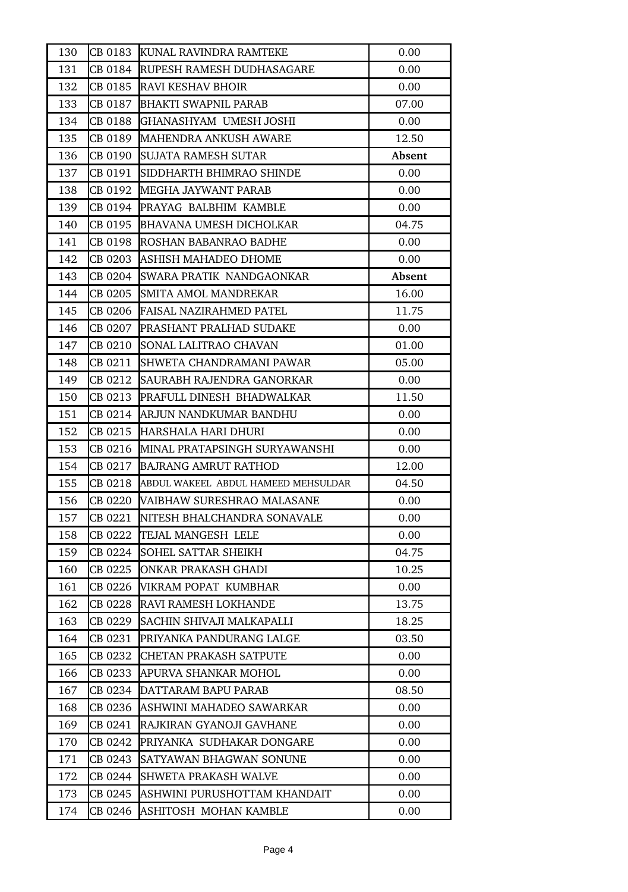| | | | |
|---|---|---|---|
| 130 | CB 0183 | KUNAL RAVINDRA RAMTEKE | 0.00 |
| 131 | CB 0184 | RUPESH RAMESH DUDHASAGARE | 0.00 |
| 132 | CB 0185 | RAVI KESHAV BHOIR | 0.00 |
| 133 | CB 0187 | BHAKTI SWAPNIL PARAB | 07.00 |
| 134 | CB 0188 | GHANASHYAM UMESH JOSHI | 0.00 |
| 135 | CB 0189 | MAHENDRA ANKUSH AWARE | 12.50 |
| 136 | CB 0190 | SUJATA RAMESH SUTAR | **Absent** |
| 137 | CB 0191 | SIDDHARTH BHIMRAO SHINDE | 0.00 |
| 138 | CB 0192 | MEGHA JAYWANT PARAB | 0.00 |
| 139 | CB 0194 | PRAYAG BALBHIM KAMBLE | 0.00 |
| 140 | CB 0195 | BHAVANA UMESH DICHOLKAR | 04.75 |
| 141 | CB 0198 | ROSHAN BABANRAO BADHE | 0.00 |
| 142 | CB 0203 | ASHISH MAHADEO DHOME | 0.00 |
| 143 | CB 0204 | SWARA PRATIK NANDGAONKAR | **Absent** |
| 144 | CB 0205 | SMITA AMOL MANDREKAR | 16.00 |
| 145 | CB 0206 | FAISAL NAZIRAHMED PATEL | 11.75 |
| 146 | CB 0207 | PRASHANT PRALHAD SUDAKE | 0.00 |
| 147 | CB 0210 | SONAL LALITRAO CHAVAN | 01.00 |
| 148 | CB 0211 | SHWETA CHANDRAMANI PAWAR | 05.00 |
| 149 | CB 0212 | SAURABH RAJENDRA GANORKAR | 0.00 |
| 150 | CB 0213 | PRAFULL DINESH BHADWALKAR | 11.50 |
| 151 | CB 0214 | ARJUN NANDKUMAR BANDHU | 0.00 |
| 152 | CB 0215 | HARSHALA HARI DHURI | 0.00 |
| 153 | CB 0216 | MINAL PRATAPSINGH SURYAWANSHI | 0.00 |
| 154 | CB 0217 | BAJRANG AMRUT RATHOD | 12.00 |
| 155 | CB 0218 | ABDUL WAKEEL ABDUL HAMEED MEHSULDAR | 04.50 |
| 156 | CB 0220 | VAIBHAW SURESHRAO MALASANE | 0.00 |
| 157 | CB 0221 | NITESH BHALCHANDRA SONAVALE | 0.00 |
| 158 | CB 0222 | TEJAL MANGESH LELE | 0.00 |
| 159 | CB 0224 | SOHEL SATTAR SHEIKH | 04.75 |
| 160 | CB 0225 | ONKAR PRAKASH GHADI | 10.25 |
| 161 | CB 0226 | VIKRAM POPAT KUMBHAR | 0.00 |
| 162 | CB 0228 | RAVI RAMESH LOKHANDE | 13.75 |
| 163 | CB 0229 | SACHIN SHIVAJI MALKAPALLI | 18.25 |
| 164 | CB 0231 | PRIYANKA PANDURANG LALGE | 03.50 |
| 165 | CB 0232 | CHETAN PRAKASH SATPUTE | 0.00 |
| 166 | CB 0233 | APURVA SHANKAR MOHOL | 0.00 |
| 167 | CB 0234 | DATTARAM BAPU PARAB | 08.50 |
| 168 | CB 0236 | ASHWINI MAHADEO SAWARKAR | 0.00 |
| 169 | CB 0241 | RAJKIRAN GYANOJI GAVHANE | 0.00 |
| 170 | CB 0242 | PRIYANKA SUDHAKAR DONGARE | 0.00 |
| 171 | CB 0243 | SATYAWAN BHAGWAN SONUNE | 0.00 |
| 172 | CB 0244 | SHWETA PRAKASH WALVE | 0.00 |
| 173 | CB 0245 | ASHWINI PURUSHOTTAM KHANDAIT | 0.00 |
| 174 | CB 0246 | ASHITOSH MOHAN KAMBLE | 0.00 |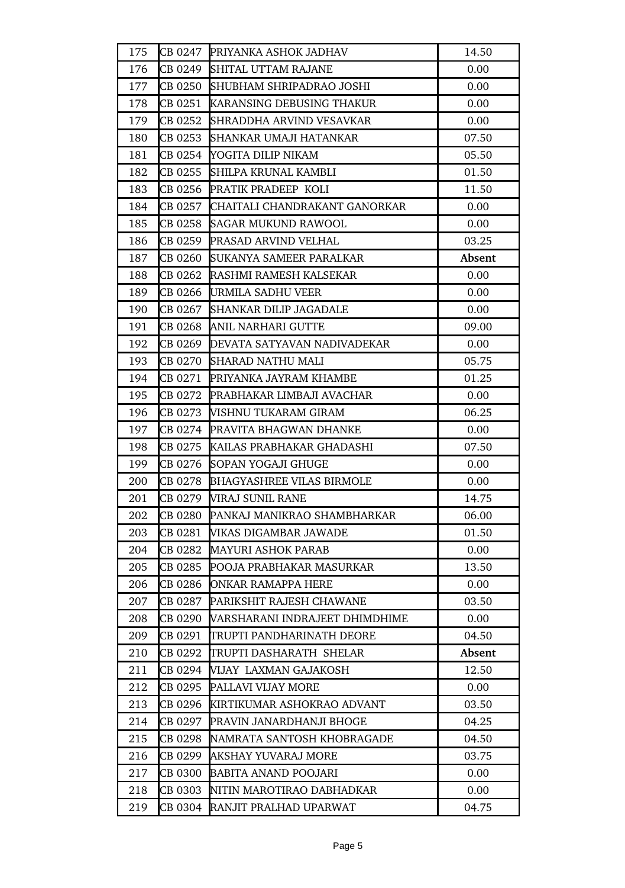| 175 | CB 0247 | PRIYANKA ASHOK JADHAV | 14.50 |
|---|---|---|---|
| 176 | CB 0249 | SHITAL UTTAM RAJANE | 0.00 |
| 177 | CB 0250 | SHUBHAM SHRIPADRAO JOSHI | 0.00 |
| 178 | CB 0251 | KARANSING DEBUSING THAKUR | 0.00 |
| 179 | CB 0252 | SHRADDHA ARVIND VESAVKAR | 0.00 |
| 180 | CB 0253 | SHANKAR UMAJI HATANKAR | 07.50 |
| 181 | CB 0254 | YOGITA DILIP NIKAM | 05.50 |
| 182 | CB 0255 | SHILPA KRUNAL KAMBLI | 01.50 |
| 183 | CB 0256 | PRATIK PRADEEP KOLI | 11.50 |
| 184 | CB 0257 | CHAITALI CHANDRAKANT GANORKAR | 0.00 |
| 185 | CB 0258 | SAGAR MUKUND RAWOOL | 0.00 |
| 186 | CB 0259 | PRASAD ARVIND VELHAL | 03.25 |
| 187 | CB 0260 | SUKANYA SAMEER PARALKAR | **Absent** |
| 188 | CB 0262 | RASHMI RAMESH KALSEKAR | 0.00 |
| 189 | CB 0266 | URMILA SADHU VEER | 0.00 |
| 190 | CB 0267 | SHANKAR DILIP JAGADALE | 0.00 |
| 191 | CB 0268 | ANIL NARHARI GUTTE | 09.00 |
| 192 | CB 0269 | DEVATA SATYAVAN NADIVADEKAR | 0.00 |
| 193 | CB 0270 | SHARAD NATHU MALI | 05.75 |
| 194 | CB 0271 | PRIYANKA JAYRAM KHAMBE | 01.25 |
| 195 | CB 0272 | PRABHAKAR LIMBAJI AVACHAR | 0.00 |
| 196 | CB 0273 | VISHNU TUKARAM GIRAM | 06.25 |
| 197 | CB 0274 | PRAVITA BHAGWAN DHANKE | 0.00 |
| 198 | CB 0275 | KAILAS PRABHAKAR GHADASHI | 07.50 |
| 199 | CB 0276 | SOPAN YOGAJI GHUGE | 0.00 |
| 200 | CB 0278 | BHAGYASHREE VILAS BIRMOLE | 0.00 |
| 201 | CB 0279 | VIRAJ SUNIL RANE | 14.75 |
| 202 | CB 0280 | PANKAJ MANIKRAO SHAMBHARKAR | 06.00 |
| 203 | CB 0281 | VIKAS DIGAMBAR JAWADE | 01.50 |
| 204 | CB 0282 | MAYURI ASHOK PARAB | 0.00 |
| 205 | CB 0285 | POOJA PRABHAKAR MASURKAR | 13.50 |
| 206 | CB 0286 | ONKAR RAMAPPA HERE | 0.00 |
| 207 | CB 0287 | PARIKSHIT RAJESH CHAWANE | 03.50 |
| 208 | CB 0290 | VARSHARANI INDRAJEET DHIMDHIME | 0.00 |
| 209 | CB 0291 | TRUPTI PANDHARINATH DEORE | 04.50 |
| 210 | CB 0292 | TRUPTI DASHARATH SHELAR | **Absent** |
| 211 | CB 0294 | VIJAY LAXMAN GAJAKOSH | 12.50 |
| 212 | CB 0295 | PALLAVI VIJAY MORE | 0.00 |
| 213 | CB 0296 | KIRTIKUMAR ASHOKRAO ADVANT | 03.50 |
| 214 | CB 0297 | PRAVIN JANARDHANJI BHOGE | 04.25 |
| 215 | CB 0298 | NAMRATA SANTOSH KHOBRAGADE | 04.50 |
| 216 | CB 0299 | AKSHAY YUVARAJ MORE | 03.75 |
| 217 | CB 0300 | BABITA ANAND POOJARI | 0.00 |
| 218 | CB 0303 | NITIN MAROTIRAO DABHADKAR | 0.00 |
| 219 | CB 0304 | RANJIT PRALHAD UPARWAT | 04.75 |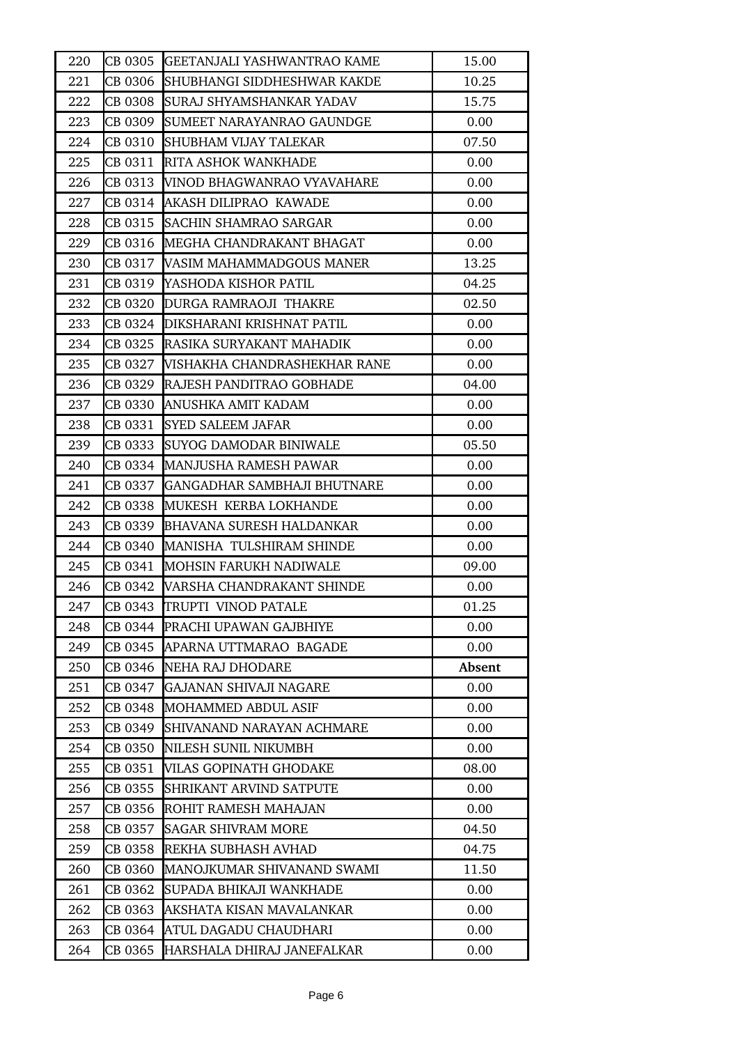| 220 | CB 0305 | GEETANJALI YASHWANTRAO KAME | 15.00 |
|---|---|---|---|
| 221 | CB 0306 | SHUBHANGI SIDDHESHWAR KAKDE | 10.25 |
| 222 | CB 0308 | SURAJ SHYAMSHANKAR YADAV | 15.75 |
| 223 | CB 0309 | SUMEET NARAYANRAO GAUNDGE | 0.00 |
| 224 | CB 0310 | SHUBHAM VIJAY TALEKAR | 07.50 |
| 225 | CB 0311 | RITA ASHOK WANKHADE | 0.00 |
| 226 | CB 0313 | VINOD BHAGWANRAO VYAVAHARE | 0.00 |
| 227 | CB 0314 | AKASH DILIPRAO KAWADE | 0.00 |
| 228 | CB 0315 | SACHIN SHAMRAO SARGAR | 0.00 |
| 229 | CB 0316 | MEGHA CHANDRAKANT BHAGAT | 0.00 |
| 230 | CB 0317 | VASIM MAHAMMADGOUS MANER | 13.25 |
| 231 | CB 0319 | YASHODA KISHOR PATIL | 04.25 |
| 232 | CB 0320 | DURGA RAMRAOJI THAKRE | 02.50 |
| 233 | CB 0324 | DIKSHARANI KRISHNAT PATIL | 0.00 |
| 234 | CB 0325 | RASIKA SURYAKANT MAHADIK | 0.00 |
| 235 | CB 0327 | VISHAKHA CHANDRASHEKHAR RANE | 0.00 |
| 236 | CB 0329 | RAJESH PANDITRAO GOBHADE | 04.00 |
| 237 | CB 0330 | ANUSHKA AMIT KADAM | 0.00 |
| 238 | CB 0331 | SYED SALEEM JAFAR | 0.00 |
| 239 | CB 0333 | SUYOG DAMODAR BINIWALE | 05.50 |
| 240 | CB 0334 | MANJUSHA RAMESH PAWAR | 0.00 |
| 241 | CB 0337 | GANGADHAR SAMBHAJI BHUTNARE | 0.00 |
| 242 | CB 0338 | MUKESH KERBA LOKHANDE | 0.00 |
| 243 | CB 0339 | BHAVANA SURESH HALDANKAR | 0.00 |
| 244 | CB 0340 | MANISHA TULSHIRAM SHINDE | 0.00 |
| 245 | CB 0341 | MOHSIN FARUKH NADIWALE | 09.00 |
| 246 | CB 0342 | VARSHA CHANDRAKANT SHINDE | 0.00 |
| 247 | CB 0343 | TRUPTI VINOD PATALE | 01.25 |
| 248 | CB 0344 | PRACHI UPAWAN GAJBHIYE | 0.00 |
| 249 | CB 0345 | APARNA UTTMARAO BAGADE | 0.00 |
| 250 | CB 0346 | NEHA RAJ DHODARE | **Absent** |
| 251 | CB 0347 | GAJANAN SHIVAJI NAGARE | 0.00 |
| 252 | CB 0348 | MOHAMMED ABDUL ASIF | 0.00 |
| 253 | CB 0349 | SHIVANAND NARAYAN ACHMARE | 0.00 |
| 254 | CB 0350 | NILESH SUNIL NIKUMBH | 0.00 |
| 255 | CB 0351 | VILAS GOPINATH GHODAKE | 08.00 |
| 256 | CB 0355 | SHRIKANT ARVIND SATPUTE | 0.00 |
| 257 | CB 0356 | ROHIT RAMESH MAHAJAN | 0.00 |
| 258 | CB 0357 | SAGAR SHIVRAM MORE | 04.50 |
| 259 | CB 0358 | REKHA SUBHASH AVHAD | 04.75 |
| 260 | CB 0360 | MANOJKUMAR SHIVANAND SWAMI | 11.50 |
| 261 | CB 0362 | SUPADA BHIKAJI WANKHADE | 0.00 |
| 262 | CB 0363 | AKSHATA KISAN MAVALANKAR | 0.00 |
| 263 | CB 0364 | ATUL DAGADU CHAUDHARI | 0.00 |
| 264 | CB 0365 | HARSHALA DHIRAJ JANEFALKAR | 0.00 |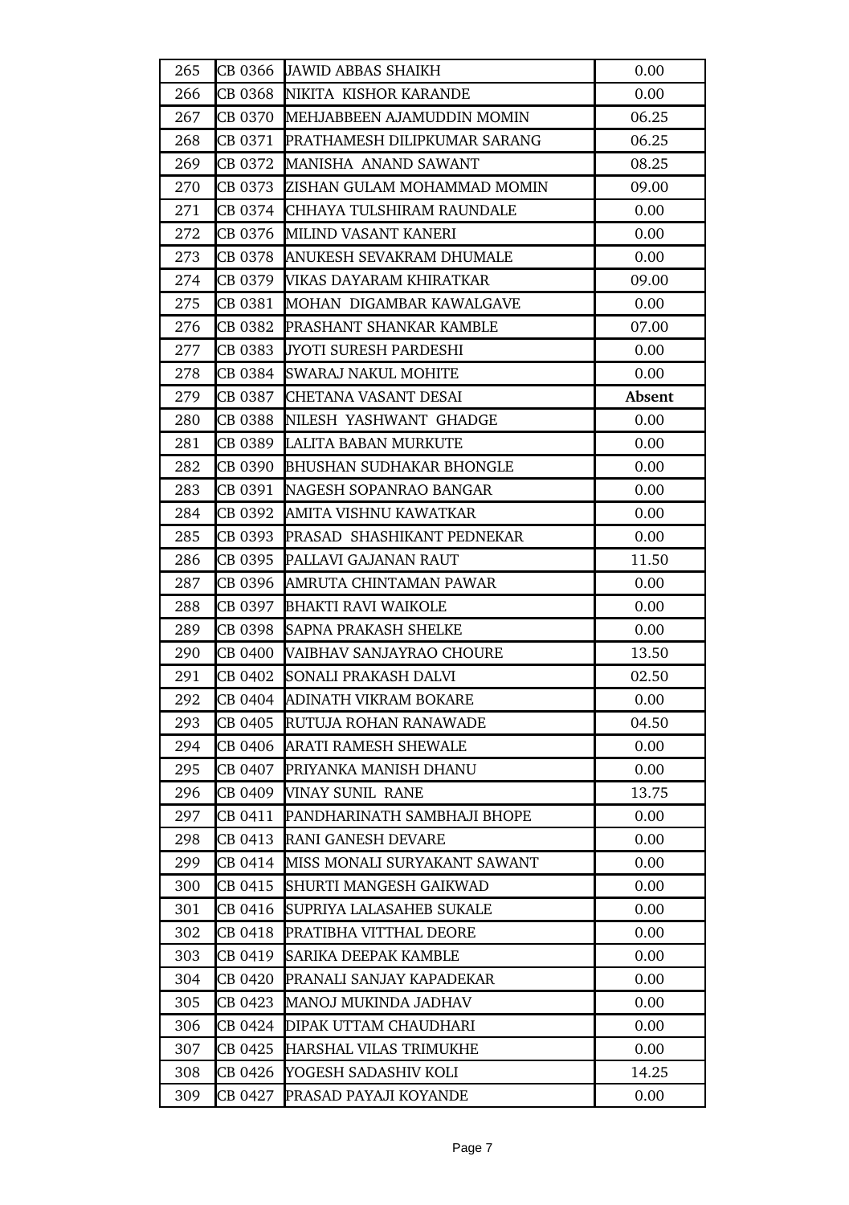| 265 | CB 0366 | JAWID ABBAS SHAIKH | 0.00 |
|---|---|---|---|
| 266 | CB 0368 | NIKITA KISHOR KARANDE | 0.00 |
| 267 | CB 0370 | MEHJABBEEN AJAMUDDIN MOMIN | 06.25 |
| 268 | CB 0371 | PRATHAMESH DILIPKUMAR SARANG | 06.25 |
| 269 | CB 0372 | MANISHA ANAND SAWANT | 08.25 |
| 270 | CB 0373 | ZISHAN GULAM MOHAMMAD MOMIN | 09.00 |
| 271 | CB 0374 | CHHAYA TULSHIRAM RAUNDALE | 0.00 |
| 272 | CB 0376 | MILIND VASANT KANERI | 0.00 |
| 273 | CB 0378 | ANUKESH SEVAKRAM DHUMALE | 0.00 |
| 274 | CB 0379 | VIKAS DAYARAM KHIRATKAR | 09.00 |
| 275 | CB 0381 | MOHAN DIGAMBAR KAWALGAVE | 0.00 |
| 276 | CB 0382 | PRASHANT SHANKAR KAMBLE | 07.00 |
| 277 | CB 0383 | JYOTI SURESH PARDESHI | 0.00 |
| 278 | CB 0384 | SWARAJ NAKUL MOHITE | 0.00 |
| 279 | CB 0387 | CHETANA VASANT DESAI | **Absent** |
| 280 | CB 0388 | NILESH YASHWANT GHADGE | 0.00 |
| 281 | CB 0389 | LALITA BABAN MURKUTE | 0.00 |
| 282 | CB 0390 | BHUSHAN SUDHAKAR BHONGLE | 0.00 |
| 283 | CB 0391 | NAGESH SOPANRAO BANGAR | 0.00 |
| 284 | CB 0392 | AMITA VISHNU KAWATKAR | 0.00 |
| 285 | CB 0393 | PRASAD SHASHIKANT PEDNEKAR | 0.00 |
| 286 | CB 0395 | PALLAVI GAJANAN RAUT | 11.50 |
| 287 | CB 0396 | AMRUTA CHINTAMAN PAWAR | 0.00 |
| 288 | CB 0397 | BHAKTI RAVI WAIKOLE | 0.00 |
| 289 | CB 0398 | SAPNA PRAKASH SHELKE | 0.00 |
| 290 | CB 0400 | VAIBHAV SANJAYRAO CHOURE | 13.50 |
| 291 | CB 0402 | SONALI PRAKASH DALVI | 02.50 |
| 292 | CB 0404 | ADINATH VIKRAM BOKARE | 0.00 |
| 293 | CB 0405 | RUTUJA ROHAN RANAWADE | 04.50 |
| 294 | CB 0406 | ARATI RAMESH SHEWALE | 0.00 |
| 295 | CB 0407 | PRIYANKA MANISH DHANU | 0.00 |
| 296 | CB 0409 | VINAY SUNIL RANE | 13.75 |
| 297 | CB 0411 | PANDHARINATH SAMBHAJI BHOPE | 0.00 |
| 298 | CB 0413 | RANI GANESH DEVARE | 0.00 |
| 299 | CB 0414 | MISS MONALI SURYAKANT SAWANT | 0.00 |
| 300 | CB 0415 | SHURTI MANGESH GAIKWAD | 0.00 |
| 301 | CB 0416 | SUPRIYA LALASAHEB SUKALE | 0.00 |
| 302 | CB 0418 | PRATIBHA VITTHAL DEORE | 0.00 |
| 303 | CB 0419 | SARIKA DEEPAK KAMBLE | 0.00 |
| 304 | CB 0420 | PRANALI SANJAY KAPADEKAR | 0.00 |
| 305 | CB 0423 | MANOJ MUKINDA JADHAV | 0.00 |
| 306 | CB 0424 | DIPAK UTTAM CHAUDHARI | 0.00 |
| 307 | CB 0425 | HARSHAL VILAS TRIMUKHE | 0.00 |
| 308 | CB 0426 | YOGESH SADASHIV KOLI | 14.25 |
| 309 | CB 0427 | PRASAD PAYAJI KOYANDE | 0.00 |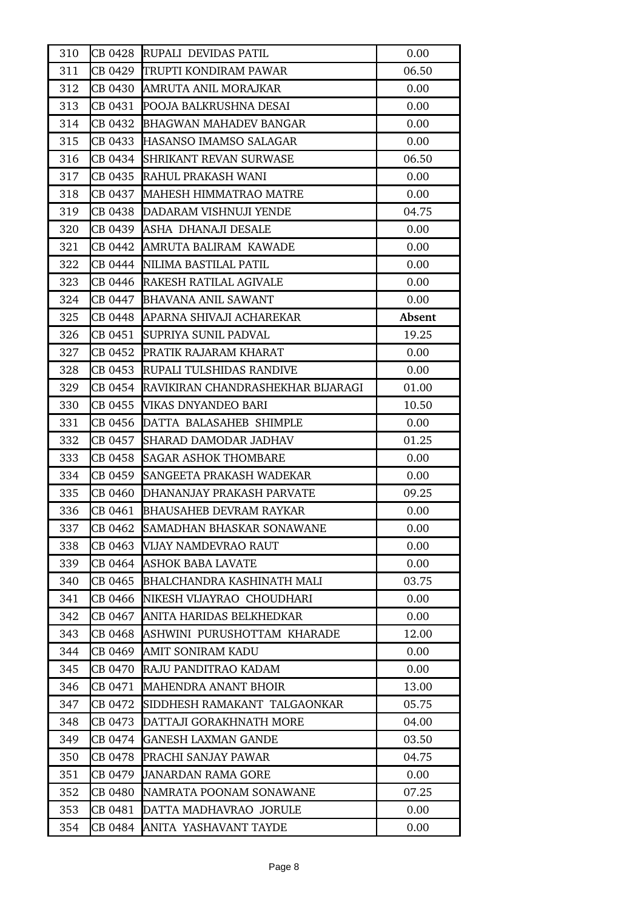| 310 | CB 0428 | RUPALI DEVIDAS PATIL | 0.00 |
|---|---|---|---|
| 311 | CB 0429 | TRUPTI KONDIRAM PAWAR | 06.50 |
| 312 | CB 0430 | AMRUTA ANIL MORAJKAR | 0.00 |
| 313 | CB 0431 | POOJA BALKRUSHNA DESAI | 0.00 |
| 314 | CB 0432 | BHAGWAN MAHADEV BANGAR | 0.00 |
| 315 | CB 0433 | HASANSO IMAMSO SALAGAR | 0.00 |
| 316 | CB 0434 | SHRIKANT REVAN SURWASE | 06.50 |
| 317 | CB 0435 | RAHUL PRAKASH WANI | 0.00 |
| 318 | CB 0437 | MAHESH HIMMATRAO MATRE | 0.00 |
| 319 | CB 0438 | DADARAM VISHNUJI YENDE | 04.75 |
| 320 | CB 0439 | ASHA DHANAJI DESALE | 0.00 |
| 321 | CB 0442 | AMRUTA BALIRAM KAWADE | 0.00 |
| 322 | CB 0444 | NILIMA BASTILAL PATIL | 0.00 |
| 323 | CB 0446 | RAKESH RATILAL AGIVALE | 0.00 |
| 324 | CB 0447 | BHAVANA ANIL SAWANT | 0.00 |
| 325 | CB 0448 | APARNA SHIVAJI ACHAREKAR | **Absent** |
| 326 | CB 0451 | SUPRIYA SUNIL PADVAL | 19.25 |
| 327 | CB 0452 | PRATIK RAJARAM KHARAT | 0.00 |
| 328 | CB 0453 | RUPALI TULSHIDAS RANDIVE | 0.00 |
| 329 | CB 0454 | RAVIKIRAN CHANDRASHEKHAR BIJARAGI | 01.00 |
| 330 | CB 0455 | VIKAS DNYANDEO BARI | 10.50 |
| 331 | CB 0456 | DATTA BALASAHEB SHIMPLE | 0.00 |
| 332 | CB 0457 | SHARAD DAMODAR JADHAV | 01.25 |
| 333 | CB 0458 | SAGAR ASHOK THOMBARE | 0.00 |
| 334 | CB 0459 | SANGEETA PRAKASH WADEKAR | 0.00 |
| 335 | CB 0460 | DHANANJAY PRAKASH PARVATE | 09.25 |
| 336 | CB 0461 | BHAUSAHEB DEVRAM RAYKAR | 0.00 |
| 337 | CB 0462 | SAMADHAN BHASKAR SONAWANE | 0.00 |
| 338 | CB 0463 | VIJAY NAMDEVRAO RAUT | 0.00 |
| 339 | CB 0464 | ASHOK BABA LAVATE | 0.00 |
| 340 | CB 0465 | BHALCHANDRA KASHINATH MALI | 03.75 |
| 341 | CB 0466 | NIKESH VIJAYRAO CHOUDHARI | 0.00 |
| 342 | CB 0467 | ANITA HARIDAS BELKHEDKAR | 0.00 |
| 343 | CB 0468 | ASHWINI PURUSHOTTAM KHARADE | 12.00 |
| 344 | CB 0469 | AMIT SONIRAM KADU | 0.00 |
| 345 | CB 0470 | RAJU PANDITRAO KADAM | 0.00 |
| 346 | CB 0471 | MAHENDRA ANANT BHOIR | 13.00 |
| 347 | CB 0472 | SIDDHESH RAMAKANT TALGAONKAR | 05.75 |
| 348 | CB 0473 | DATTAJI GORAKHNATH MORE | 04.00 |
| 349 | CB 0474 | GANESH LAXMAN GANDE | 03.50 |
| 350 | CB 0478 | PRACHI SANJAY PAWAR | 04.75 |
| 351 | CB 0479 | JANARDAN RAMA GORE | 0.00 |
| 352 | CB 0480 | NAMRATA POONAM SONAWANE | 07.25 |
| 353 | CB 0481 | DATTA MADHAVRAO JORULE | 0.00 |
| 354 | CB 0484 | ANITA YASHAVANT TAYDE | 0.00 |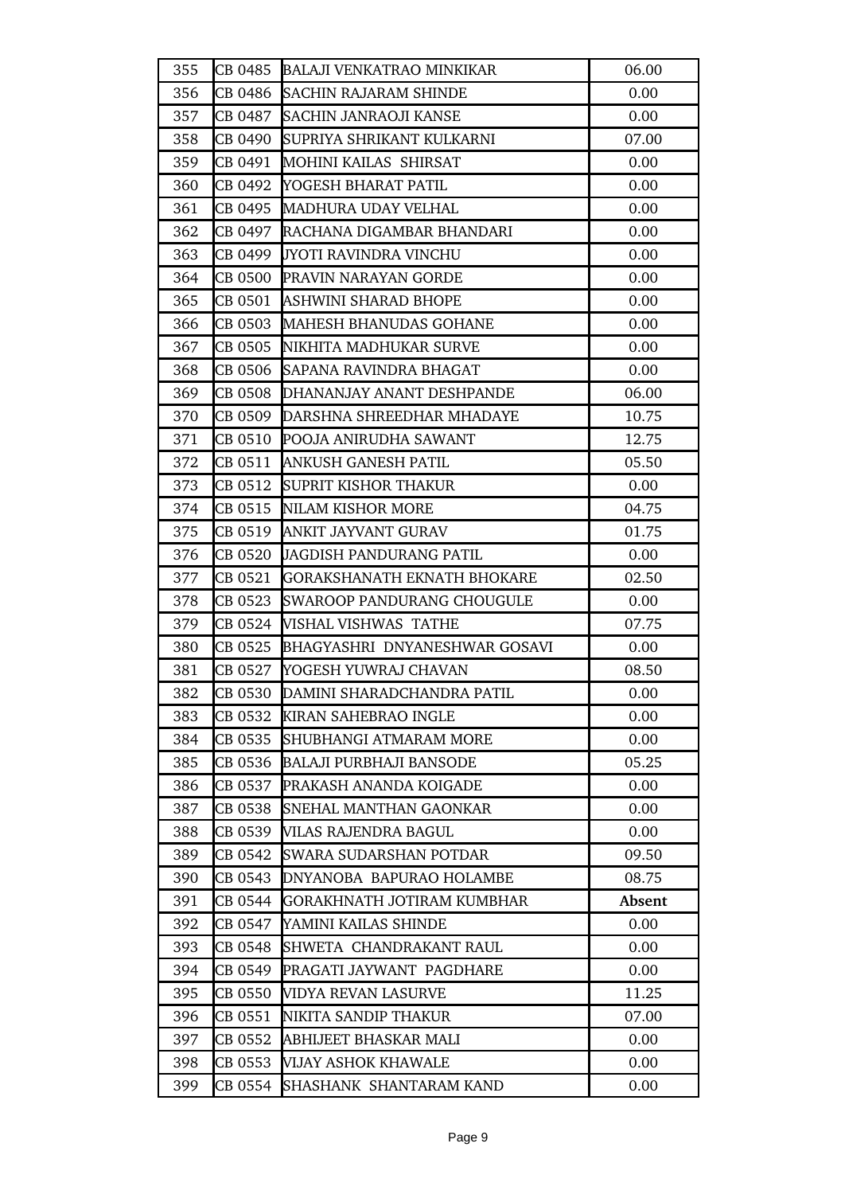| 355 | CB 0485 | BALAJI VENKATRAO MINKIKAR | 06.00 |
|---|---|---|---|
| 356 | CB 0486 | SACHIN RAJARAM SHINDE | 0.00 |
| 357 | CB 0487 | SACHIN JANRAOJI KANSE | 0.00 |
| 358 | CB 0490 | SUPRIYA SHRIKANT KULKARNI | 07.00 |
| 359 | CB 0491 | MOHINI KAILAS SHIRSAT | 0.00 |
| 360 | CB 0492 | YOGESH BHARAT PATIL | 0.00 |
| 361 | CB 0495 | MADHURA UDAY VELHAL | 0.00 |
| 362 | CB 0497 | RACHANA DIGAMBAR BHANDARI | 0.00 |
| 363 | CB 0499 | JYOTI RAVINDRA VINCHU | 0.00 |
| 364 | CB 0500 | PRAVIN NARAYAN GORDE | 0.00 |
| 365 | CB 0501 | ASHWINI SHARAD BHOPE | 0.00 |
| 366 | CB 0503 | MAHESH BHANUDAS GOHANE | 0.00 |
| 367 | CB 0505 | NIKHITA MADHUKAR SURVE | 0.00 |
| 368 | CB 0506 | SAPANA RAVINDRA BHAGAT | 0.00 |
| 369 | CB 0508 | DHANANJAY ANANT DESHPANDE | 06.00 |
| 370 | CB 0509 | DARSHNA SHREEDHAR MHADAYE | 10.75 |
| 371 | CB 0510 | POOJA ANIRUDHA SAWANT | 12.75 |
| 372 | CB 0511 | ANKUSH GANESH PATIL | 05.50 |
| 373 | CB 0512 | SUPRIT KISHOR THAKUR | 0.00 |
| 374 | CB 0515 | NILAM KISHOR MORE | 04.75 |
| 375 | CB 0519 | ANKIT JAYVANT GURAV | 01.75 |
| 376 | CB 0520 | JAGDISH PANDURANG PATIL | 0.00 |
| 377 | CB 0521 | GORAKSHANATH EKNATH BHOKARE | 02.50 |
| 378 | CB 0523 | SWAROOP PANDURANG CHOUGULE | 0.00 |
| 379 | CB 0524 | VISHAL VISHWAS TATHE | 07.75 |
| 380 | CB 0525 | BHAGYASHRI DNYANESHWAR GOSAVI | 0.00 |
| 381 | CB 0527 | YOGESH YUWRAJ CHAVAN | 08.50 |
| 382 | CB 0530 | DAMINI SHARADCHANDRA PATIL | 0.00 |
| 383 | CB 0532 | KIRAN SAHEBRAO INGLE | 0.00 |
| 384 | CB 0535 | SHUBHANGI ATMARAM MORE | 0.00 |
| 385 | CB 0536 | BALAJI PURBHAJI BANSODE | 05.25 |
| 386 | CB 0537 | PRAKASH ANANDA KOIGADE | 0.00 |
| 387 | CB 0538 | SNEHAL MANTHAN GAONKAR | 0.00 |
| 388 | CB 0539 | VILAS RAJENDRA BAGUL | 0.00 |
| 389 | CB 0542 | SWARA SUDARSHAN POTDAR | 09.50 |
| 390 | CB 0543 | DNYANOBA BAPURAO HOLAMBE | 08.75 |
| 391 | CB 0544 | GORAKHNATH JOTIRAM KUMBHAR | **Absent** |
| 392 | CB 0547 | YAMINI KAILAS SHINDE | 0.00 |
| 393 | CB 0548 | SHWETA CHANDRAKANT RAUL | 0.00 |
| 394 | CB 0549 | PRAGATI JAYWANT PAGDHARE | 0.00 |
| 395 | CB 0550 | VIDYA REVAN LASURVE | 11.25 |
| 396 | CB 0551 | NIKITA SANDIP THAKUR | 07.00 |
| 397 | CB 0552 | ABHIJEET BHASKAR MALI | 0.00 |
| 398 | CB 0553 | VIJAY ASHOK KHAWALE | 0.00 |
| 399 | CB 0554 | SHASHANK SHANTARAM KAND | 0.00 |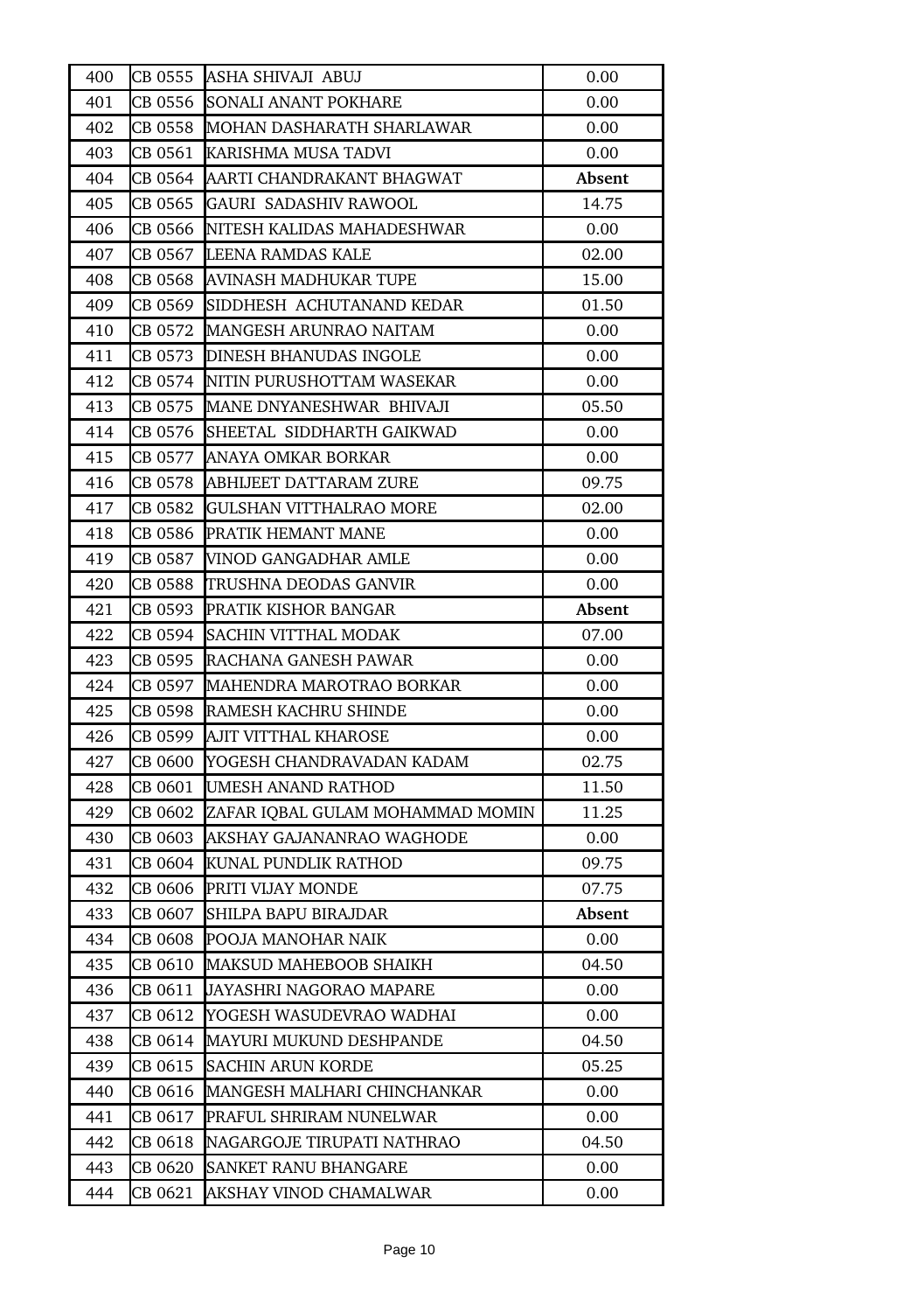| 400 | CB 0555 | ASHA SHIVAJI ABUJ | 0.00 |
|---|---|---|---|
| 401 | CB 0556 | SONALI ANANT POKHARE | 0.00 |
| 402 | CB 0558 | MOHAN DASHARATH SHARLAWAR | 0.00 |
| 403 | CB 0561 | KARISHMA MUSA TADVI | 0.00 |
| 404 | CB 0564 | AARTI CHANDRAKANT BHAGWAT | **Absent** |
| 405 | CB 0565 | GAURI SADASHIV RAWOOL | 14.75 |
| 406 | CB 0566 | NITESH KALIDAS MAHADESHWAR | 0.00 |
| 407 | CB 0567 | LEENA RAMDAS KALE | 02.00 |
| 408 | CB 0568 | AVINASH MADHUKAR TUPE | 15.00 |
| 409 | CB 0569 | SIDDHESH ACHUTANAND KEDAR | 01.50 |
| 410 | CB 0572 | MANGESH ARUNRAO NAITAM | 0.00 |
| 411 | CB 0573 | DINESH BHANUDAS INGOLE | 0.00 |
| 412 | CB 0574 | NITIN PURUSHOTTAM WASEKAR | 0.00 |
| 413 | CB 0575 | MANE DNYANESHWAR BHIVAJI | 05.50 |
| 414 | CB 0576 | SHEETAL SIDDHARTH GAIKWAD | 0.00 |
| 415 | CB 0577 | ANAYA OMKAR BORKAR | 0.00 |
| 416 | CB 0578 | ABHIJEET DATTARAM ZURE | 09.75 |
| 417 | CB 0582 | GULSHAN VITTHALRAO MORE | 02.00 |
| 418 | CB 0586 | PRATIK HEMANT MANE | 0.00 |
| 419 | CB 0587 | VINOD GANGADHAR AMLE | 0.00 |
| 420 | CB 0588 | TRUSHNA DEODAS GANVIR | 0.00 |
| 421 | CB 0593 | PRATIK KISHOR BANGAR | **Absent** |
| 422 | CB 0594 | SACHIN VITTHAL MODAK | 07.00 |
| 423 | CB 0595 | RACHANA GANESH PAWAR | 0.00 |
| 424 | CB 0597 | MAHENDRA MAROTRAO BORKAR | 0.00 |
| 425 | CB 0598 | RAMESH KACHRU SHINDE | 0.00 |
| 426 | CB 0599 | AJIT VITTHAL KHAROSE | 0.00 |
| 427 | CB 0600 | YOGESH CHANDRAVADAN KADAM | 02.75 |
| 428 | CB 0601 | UMESH ANAND RATHOD | 11.50 |
| 429 | CB 0602 | ZAFAR IQBAL GULAM MOHAMMAD MOMIN | 11.25 |
| 430 | CB 0603 | AKSHAY GAJANANRAO WAGHODE | 0.00 |
| 431 | CB 0604 | KUNAL PUNDLIK RATHOD | 09.75 |
| 432 | CB 0606 | PRITI VIJAY MONDE | 07.75 |
| 433 | CB 0607 | SHILPA BAPU BIRAJDAR | **Absent** |
| 434 | CB 0608 | POOJA MANOHAR NAIK | 0.00 |
| 435 | CB 0610 | MAKSUD MAHEBOOB SHAIKH | 04.50 |
| 436 | CB 0611 | JAYASHRI NAGORAO MAPARE | 0.00 |
| 437 | CB 0612 | YOGESH WASUDEVRAO WADHAI | 0.00 |
| 438 | CB 0614 | MAYURI MUKUND DESHPANDE | 04.50 |
| 439 | CB 0615 | SACHIN ARUN KORDE | 05.25 |
| 440 | CB 0616 | MANGESH MALHARI CHINCHANKAR | 0.00 |
| 441 | CB 0617 | PRAFUL SHRIRAM NUNELWAR | 0.00 |
| 442 | CB 0618 | NAGARGOJE TIRUPATI NATHRAO | 04.50 |
| 443 | CB 0620 | SANKET RANU BHANGARE | 0.00 |
| 444 | CB 0621 | AKSHAY VINOD CHAMALWAR | 0.00 |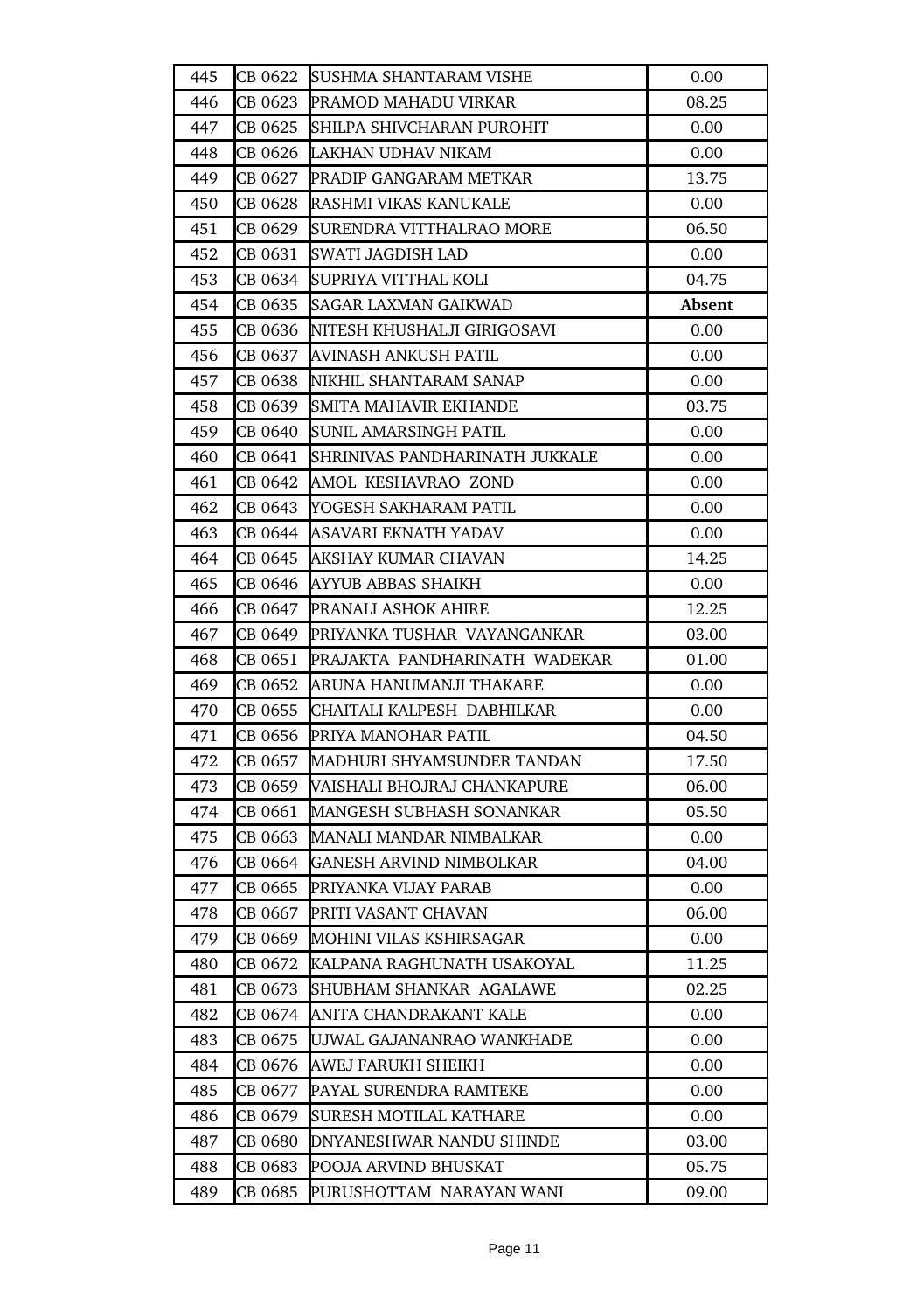| 445 | CB 0622 | SUSHMA SHANTARAM VISHE | 0.00 |
|---|---|---|---|
| 446 | CB 0623 | PRAMOD MAHADU VIRKAR | 08.25 |
| 447 | CB 0625 | SHILPA SHIVCHARAN PUROHIT | 0.00 |
| 448 | CB 0626 | LAKHAN UDHAV NIKAM | 0.00 |
| 449 | CB 0627 | PRADIP GANGARAM METKAR | 13.75 |
| 450 | CB 0628 | RASHMI VIKAS KANUKALE | 0.00 |
| 451 | CB 0629 | SURENDRA VITTHALRAO MORE | 06.50 |
| 452 | CB 0631 | SWATI JAGDISH LAD | 0.00 |
| 453 | CB 0634 | SUPRIYA VITTHAL KOLI | 04.75 |
| 454 | CB 0635 | SAGAR LAXMAN GAIKWAD | **Absent** |
| 455 | CB 0636 | NITESH KHUSHALJI GIRIGOSAVI | 0.00 |
| 456 | CB 0637 | AVINASH ANKUSH PATIL | 0.00 |
| 457 | CB 0638 | NIKHIL SHANTARAM SANAP | 0.00 |
| 458 | CB 0639 | SMITA MAHAVIR EKHANDE | 03.75 |
| 459 | CB 0640 | SUNIL AMARSINGH PATIL | 0.00 |
| 460 | CB 0641 | SHRINIVAS PANDHARINATH JUKKALE | 0.00 |
| 461 | CB 0642 | AMOL KESHAVRAO ZOND | 0.00 |
| 462 | CB 0643 | YOGESH SAKHARAM PATIL | 0.00 |
| 463 | CB 0644 | ASAVARI EKNATH YADAV | 0.00 |
| 464 | CB 0645 | AKSHAY KUMAR CHAVAN | 14.25 |
| 465 | CB 0646 | AYYUB ABBAS SHAIKH | 0.00 |
| 466 | CB 0647 | PRANALI ASHOK AHIRE | 12.25 |
| 467 | CB 0649 | PRIYANKA TUSHAR VAYANGANKAR | 03.00 |
| 468 | CB 0651 | PRAJAKTA PANDHARINATH WADEKAR | 01.00 |
| 469 | CB 0652 | ARUNA HANUMANJI THAKARE | 0.00 |
| 470 | CB 0655 | CHAITALI KALPESH DABHILKAR | 0.00 |
| 471 | CB 0656 | PRIYA MANOHAR PATIL | 04.50 |
| 472 | CB 0657 | MADHURI SHYAMSUNDER TANDAN | 17.50 |
| 473 | CB 0659 | VAISHALI BHOJRAJ CHANKAPURE | 06.00 |
| 474 | CB 0661 | MANGESH SUBHASH SONANKAR | 05.50 |
| 475 | CB 0663 | MANALI MANDAR NIMBALKAR | 0.00 |
| 476 | CB 0664 | GANESH ARVIND NIMBOLKAR | 04.00 |
| 477 | CB 0665 | PRIYANKA VIJAY PARAB | 0.00 |
| 478 | CB 0667 | PRITI VASANT CHAVAN | 06.00 |
| 479 | CB 0669 | MOHINI VILAS KSHIRSAGAR | 0.00 |
| 480 | CB 0672 | KALPANA RAGHUNATH USAKOYAL | 11.25 |
| 481 | CB 0673 | SHUBHAM SHANKAR AGALAWE | 02.25 |
| 482 | CB 0674 | ANITA CHANDRAKANT KALE | 0.00 |
| 483 | CB 0675 | UJWAL GAJANANRAO WANKHADE | 0.00 |
| 484 | CB 0676 | AWEJ FARUKH SHEIKH | 0.00 |
| 485 | CB 0677 | PAYAL SURENDRA RAMTEKE | 0.00 |
| 486 | CB 0679 | SURESH MOTILAL KATHARE | 0.00 |
| 487 | CB 0680 | DNYANESHWAR NANDU SHINDE | 03.00 |
| 488 | CB 0683 | POOJA ARVIND BHUSKAT | 05.75 |
| 489 | CB 0685 | PURUSHOTTAM NARAYAN WANI | 09.00 |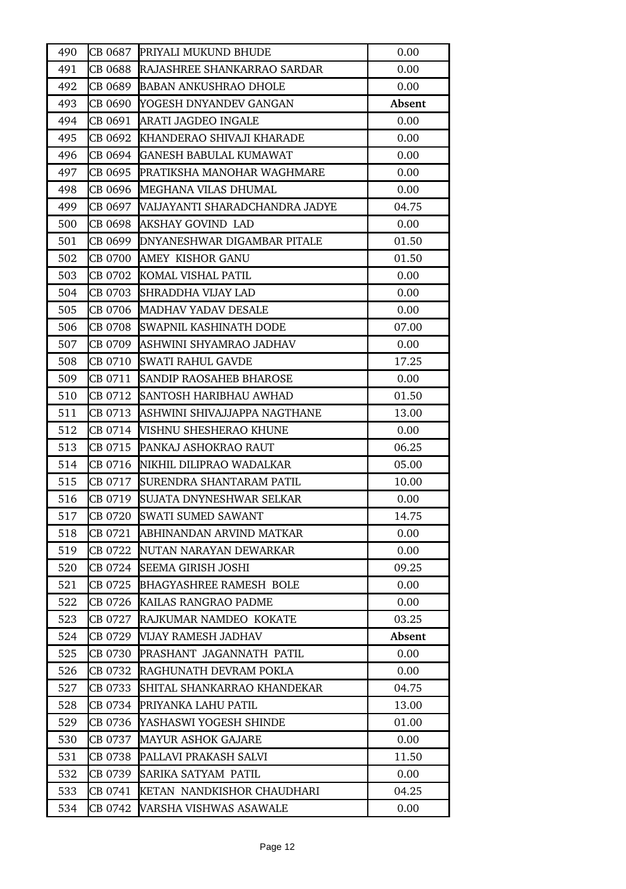| 490 | CB 0687 | PRIYALI MUKUND BHUDE | 0.00 |
|---|---|---|---|
| 491 | CB 0688 | RAJASHREE SHANKARRAO SARDAR | 0.00 |
| 492 | CB 0689 | BABAN ANKUSHRAO DHOLE | 0.00 |
| 493 | CB 0690 | YOGESH DNYANDEV GANGAN | **Absent** |
| 494 | CB 0691 | ARATI JAGDEO INGALE | 0.00 |
| 495 | CB 0692 | KHANDERAO SHIVAJI KHARADE | 0.00 |
| 496 | CB 0694 | GANESH BABULAL KUMAWAT | 0.00 |
| 497 | CB 0695 | PRATIKSHA MANOHAR WAGHMARE | 0.00 |
| 498 | CB 0696 | MEGHANA VILAS DHUMAL | 0.00 |
| 499 | CB 0697 | VAIJAYANTI SHARADCHANDRA JADYE | 04.75 |
| 500 | CB 0698 | AKSHAY GOVIND LAD | 0.00 |
| 501 | CB 0699 | DNYANESHWAR DIGAMBAR PITALE | 01.50 |
| 502 | CB 0700 | AMEY KISHOR GANU | 01.50 |
| 503 | CB 0702 | KOMAL VISHAL PATIL | 0.00 |
| 504 | CB 0703 | SHRADDHA VIJAY LAD | 0.00 |
| 505 | CB 0706 | MADHAV YADAV DESALE | 0.00 |
| 506 | CB 0708 | SWAPNIL KASHINATH DODE | 07.00 |
| 507 | CB 0709 | ASHWINI SHYAMRAO JADHAV | 0.00 |
| 508 | CB 0710 | SWATI RAHUL GAVDE | 17.25 |
| 509 | CB 0711 | SANDIP RAOSAHEB BHAROSE | 0.00 |
| 510 | CB 0712 | SANTOSH HARIBHAU AWHAD | 01.50 |
| 511 | CB 0713 | ASHWINI SHIVAJJAPPA NAGTHANE | 13.00 |
| 512 | CB 0714 | VISHNU SHESHERAO KHUNE | 0.00 |
| 513 | CB 0715 | PANKAJ ASHOKRAO RAUT | 06.25 |
| 514 | CB 0716 | NIKHIL DILIPRAO WADALKAR | 05.00 |
| 515 | CB 0717 | SURENDRA SHANTARAM PATIL | 10.00 |
| 516 | CB 0719 | SUJATA DNYNESHWAR SELKAR | 0.00 |
| 517 | CB 0720 | SWATI SUMED SAWANT | 14.75 |
| 518 | CB 0721 | ABHINANDAN ARVIND MATKAR | 0.00 |
| 519 | CB 0722 | NUTAN NARAYAN DEWARKAR | 0.00 |
| 520 | CB 0724 | SEEMA GIRISH JOSHI | 09.25 |
| 521 | CB 0725 | BHAGYASHREE RAMESH BOLE | 0.00 |
| 522 | CB 0726 | KAILAS RANGRAO PADME | 0.00 |
| 523 | CB 0727 | RAJKUMAR NAMDEO KOKATE | 03.25 |
| 524 | CB 0729 | VIJAY RAMESH JADHAV | **Absent** |
| 525 | CB 0730 | PRASHANT JAGANNATH PATIL | 0.00 |
| 526 | CB 0732 | RAGHUNATH DEVRAM POKLA | 0.00 |
| 527 | CB 0733 | SHITAL SHANKARRAO KHANDEKAR | 04.75 |
| 528 | CB 0734 | PRIYANKA LAHU PATIL | 13.00 |
| 529 | CB 0736 | YASHASWI YOGESH SHINDE | 01.00 |
| 530 | CB 0737 | MAYUR ASHOK GAJARE | 0.00 |
| 531 | CB 0738 | PALLAVI PRAKASH SALVI | 11.50 |
| 532 | CB 0739 | SARIKA SATYAM PATIL | 0.00 |
| 533 | CB 0741 | KETAN NANDKISHOR CHAUDHARI | 04.25 |
| 534 | CB 0742 | VARSHA VISHWAS ASAWALE | 0.00 |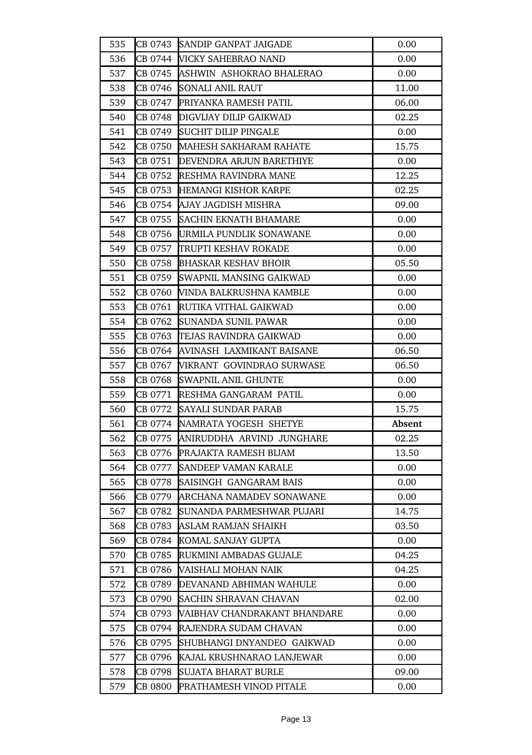| 535 | CB 0743 | SANDIP GANPAT JAIGADE | 0.00 |
|---|---|---|---|
| 536 | CB 0744 | VICKY SAHEBRAO NAND | 0.00 |
| 537 | CB 0745 | ASHWIN ASHOKRAO BHALERAO | 0.00 |
| 538 | CB 0746 | SONALI ANIL RAUT | 11.00 |
| 539 | CB 0747 | PRIYANKA RAMESH PATIL | 06.00 |
| 540 | CB 0748 | DIGVIJAY DILIP GAIKWAD | 02.25 |
| 541 | CB 0749 | SUCHIT DILIP PINGALE | 0.00 |
| 542 | CB 0750 | MAHESH SAKHARAM RAHATE | 15.75 |
| 543 | CB 0751 | DEVENDRA ARJUN BARETHIYE | 0.00 |
| 544 | CB 0752 | RESHMA RAVINDRA MANE | 12.25 |
| 545 | CB 0753 | HEMANGI KISHOR KARPE | 02.25 |
| 546 | CB 0754 | AJAY JAGDISH MISHRA | 09.00 |
| 547 | CB 0755 | SACHIN EKNATH BHAMARE | 0.00 |
| 548 | CB 0756 | URMILA PUNDLIK SONAWANE | 0.00 |
| 549 | CB 0757 | TRUPTI KESHAV ROKADE | 0.00 |
| 550 | CB 0758 | BHASKAR KESHAV BHOIR | 05.50 |
| 551 | CB 0759 | SWAPNIL MANSING GAIKWAD | 0.00 |
| 552 | CB 0760 | VINDA BALKRUSHNA KAMBLE | 0.00 |
| 553 | CB 0761 | RUTIKA VITHAL GAIKWAD | 0.00 |
| 554 | CB 0762 | SUNANDA SUNIL PAWAR | 0.00 |
| 555 | CB 0763 | TEJAS RAVINDRA GAIKWAD | 0.00 |
| 556 | CB 0764 | AVINASH LAXMIKANT BAISANE | 06.50 |
| 557 | CB 0767 | VIKRANT GOVINDRAO SURWASE | 06.50 |
| 558 | CB 0768 | SWAPNIL ANIL GHUNTE | 0.00 |
| 559 | CB 0771 | RESHMA GANGARAM PATIL | 0.00 |
| 560 | CB 0772 | SAYALI SUNDAR PARAB | 15.75 |
| 561 | CB 0774 | NAMRATA YOGESH SHETYE | **Absent** |
| 562 | CB 0775 | ANIRUDDHA ARVIND JUNGHARE | 02.25 |
| 563 | CB 0776 | PRAJAKTA RAMESH BIJAM | 13.50 |
| 564 | CB 0777 | SANDEEP VAMAN KARALE | 0.00 |
| 565 | CB 0778 | SAISINGH GANGARAM BAIS | 0.00 |
| 566 | CB 0779 | ARCHANA NAMADEV SONAWANE | 0.00 |
| 567 | CB 0782 | SUNANDA PARMESHWAR PUJARI | 14.75 |
| 568 | CB 0783 | ASLAM RAMJAN SHAIKH | 03.50 |
| 569 | CB 0784 | KOMAL SANJAY GUPTA | 0.00 |
| 570 | CB 0785 | RUKMINI AMBADAS GUJALE | 04.25 |
| 571 | CB 0786 | VAISHALI MOHAN NAIK | 04.25 |
| 572 | CB 0789 | DEVANAND ABHIMAN WAHULE | 0.00 |
| 573 | CB 0790 | SACHIN SHRAVAN CHAVAN | 02.00 |
| 574 | CB 0793 | VAIBHAV CHANDRAKANT BHANDARE | 0.00 |
| 575 | CB 0794 | RAJENDRA SUDAM CHAVAN | 0.00 |
| 576 | CB 0795 | SHUBHANGI DNYANDEO GAIKWAD | 0.00 |
| 577 | CB 0796 | KAJAL KRUSHNARAO LANJEWAR | 0.00 |
| 578 | CB 0798 | SUJATA BHARAT BURLE | 09.00 |
| 579 | CB 0800 | PRATHAMESH VINOD PITALE | 0.00 |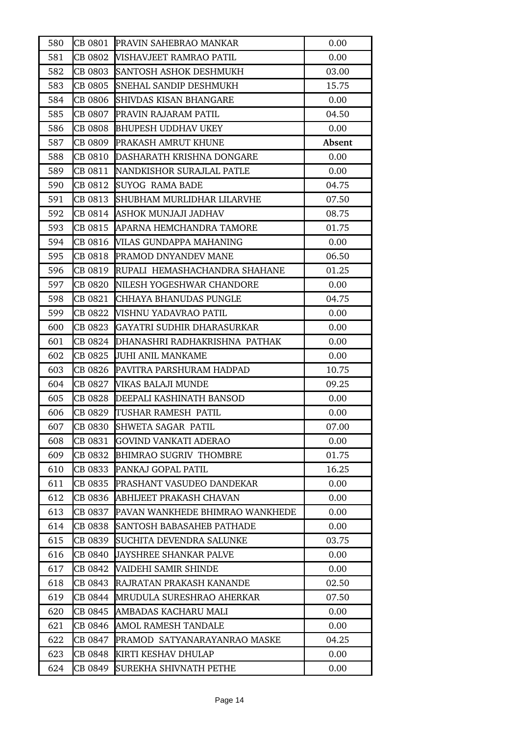| 580 | CB 0801 | PRAVIN SAHEBRAO MANKAR | 0.00 |
|---|---|---|---|
| 581 | CB 0802 | VISHAVJEET RAMRAO PATIL | 0.00 |
| 582 | CB 0803 | SANTOSH ASHOK DESHMUKH | 03.00 |
| 583 | CB 0805 | SNEHAL SANDIP DESHMUKH | 15.75 |
| 584 | CB 0806 | SHIVDAS KISAN BHANGARE | 0.00 |
| 585 | CB 0807 | PRAVIN RAJARAM PATIL | 04.50 |
| 586 | CB 0808 | BHUPESH UDDHAV UKEY | 0.00 |
| 587 | CB 0809 | PRAKASH AMRUT KHUNE | **Absent** |
| 588 | CB 0810 | DASHARATH KRISHNA DONGARE | 0.00 |
| 589 | CB 0811 | NANDKISHOR SURAJLAL PATLE | 0.00 |
| 590 | CB 0812 | SUYOG RAMA BADE | 04.75 |
| 591 | CB 0813 | SHUBHAM MURLIDHAR LILARVHE | 07.50 |
| 592 | CB 0814 | ASHOK MUNJAJI JADHAV | 08.75 |
| 593 | CB 0815 | APARNA HEMCHANDRA TAMORE | 01.75 |
| 594 | CB 0816 | VILAS GUNDAPPA MAHANING | 0.00 |
| 595 | CB 0818 | PRAMOD DNYANDEV MANE | 06.50 |
| 596 | CB 0819 | RUPALI HEMASHACHANDRA SHAHANE | 01.25 |
| 597 | CB 0820 | NILESH YOGESHWAR CHANDORE | 0.00 |
| 598 | CB 0821 | CHHAYA BHANUDAS PUNGLE | 04.75 |
| 599 | CB 0822 | VISHNU YADAVRAO PATIL | 0.00 |
| 600 | CB 0823 | GAYATRI SUDHIR DHARASURKAR | 0.00 |
| 601 | CB 0824 | DHANASHRI RADHAKRISHNA PATHAK | 0.00 |
| 602 | CB 0825 | JUHI ANIL MANKAME | 0.00 |
| 603 | CB 0826 | PAVITRA PARSHURAM HADPAD | 10.75 |
| 604 | CB 0827 | VIKAS BALAJI MUNDE | 09.25 |
| 605 | CB 0828 | DEEPALI KASHINATH BANSOD | 0.00 |
| 606 | CB 0829 | TUSHAR RAMESH PATIL | 0.00 |
| 607 | CB 0830 | SHWETA SAGAR PATIL | 07.00 |
| 608 | CB 0831 | GOVIND VANKATI ADERAO | 0.00 |
| 609 | CB 0832 | BHIMRAO SUGRIV THOMBRE | 01.75 |
| 610 | CB 0833 | PANKAJ GOPAL PATIL | 16.25 |
| 611 | CB 0835 | PRASHANT VASUDEO DANDEKAR | 0.00 |
| 612 | CB 0836 | ABHIJEET PRAKASH CHAVAN | 0.00 |
| 613 | CB 0837 | PAVAN WANKHEDE BHIMRAO WANKHEDE | 0.00 |
| 614 | CB 0838 | SANTOSH BABASAHEB PATHADE | 0.00 |
| 615 | CB 0839 | SUCHITA DEVENDRA SALUNKE | 03.75 |
| 616 | CB 0840 | JAYSHREE SHANKAR PALVE | 0.00 |
| 617 | CB 0842 | VAIDEHI SAMIR SHINDE | 0.00 |
| 618 | CB 0843 | RAJRATAN PRAKASH KANANDE | 02.50 |
| 619 | CB 0844 | MRUDULA SURESHRAO AHERKAR | 07.50 |
| 620 | CB 0845 | AMBADAS KACHARU MALI | 0.00 |
| 621 | CB 0846 | AMOL RAMESH TANDALE | 0.00 |
| 622 | CB 0847 | PRAMOD SATYANARAYANRAO MASKE | 04.25 |
| 623 | CB 0848 | KIRTI KESHAV DHULAP | 0.00 |
| 624 | CB 0849 | SUREKHA SHIVNATH PETHE | 0.00 |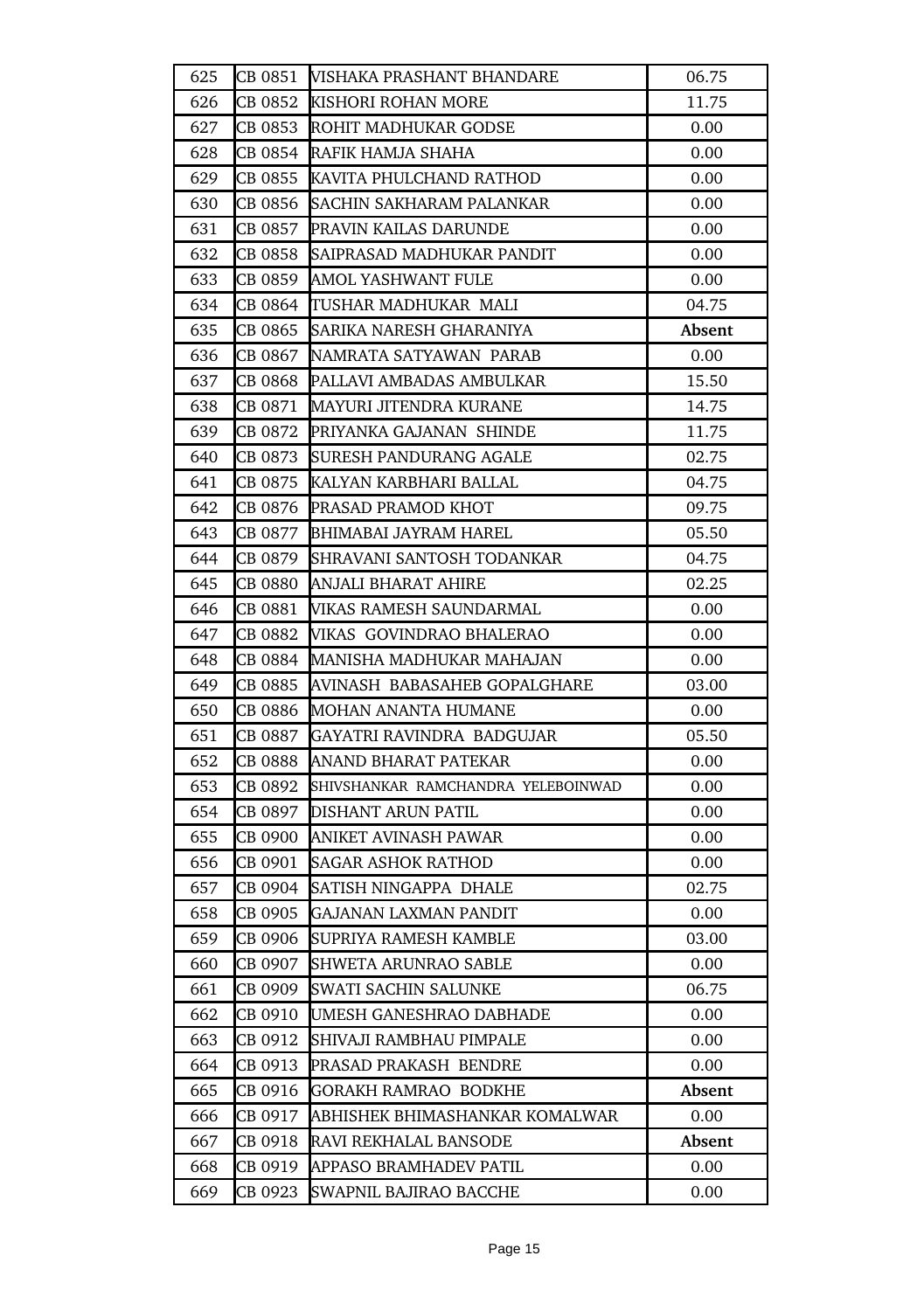| 625 | CB 0851 | VISHAKA PRASHANT BHANDARE | 06.75 |
|---|---|---|---|
| 626 | CB 0852 | KISHORI ROHAN MORE | 11.75 |
| 627 | CB 0853 | ROHIT MADHUKAR GODSE | 0.00 |
| 628 | CB 0854 | RAFIK HAMJA SHAHA | 0.00 |
| 629 | CB 0855 | KAVITA PHULCHAND RATHOD | 0.00 |
| 630 | CB 0856 | SACHIN SAKHARAM PALANKAR | 0.00 |
| 631 | CB 0857 | PRAVIN KAILAS DARUNDE | 0.00 |
| 632 | CB 0858 | SAIPRASAD MADHUKAR PANDIT | 0.00 |
| 633 | CB 0859 | AMOL YASHWANT FULE | 0.00 |
| 634 | CB 0864 | TUSHAR MADHUKAR MALI | 04.75 |
| 635 | CB 0865 | SARIKA NARESH GHARANIYA | **Absent** |
| 636 | CB 0867 | NAMRATA SATYAWAN PARAB | 0.00 |
| 637 | CB 0868 | PALLAVI AMBADAS AMBULKAR | 15.50 |
| 638 | CB 0871 | MAYURI JITENDRA KURANE | 14.75 |
| 639 | CB 0872 | PRIYANKA GAJANAN SHINDE | 11.75 |
| 640 | CB 0873 | SURESH PANDURANG AGALE | 02.75 |
| 641 | CB 0875 | KALYAN KARBHARI BALLAL | 04.75 |
| 642 | CB 0876 | PRASAD PRAMOD KHOT | 09.75 |
| 643 | CB 0877 | BHIMABAI JAYRAM HAREL | 05.50 |
| 644 | CB 0879 | SHRAVANI SANTOSH TODANKAR | 04.75 |
| 645 | CB 0880 | ANJALI BHARAT AHIRE | 02.25 |
| 646 | CB 0881 | VIKAS RAMESH SAUNDARMAL | 0.00 |
| 647 | CB 0882 | VIKAS GOVINDRAO BHALERAO | 0.00 |
| 648 | CB 0884 | MANISHA MADHUKAR MAHAJAN | 0.00 |
| 649 | CB 0885 | AVINASH BABASAHEB GOPALGHARE | 03.00 |
| 650 | CB 0886 | MOHAN ANANTA HUMANE | 0.00 |
| 651 | CB 0887 | GAYATRI RAVINDRA BADGUJAR | 05.50 |
| 652 | CB 0888 | ANAND BHARAT PATEKAR | 0.00 |
| 653 | CB 0892 | SHIVSHANKAR RAMCHANDRA YELEBOINWAD | 0.00 |
| 654 | CB 0897 | DISHANT ARUN PATIL | 0.00 |
| 655 | CB 0900 | ANIKET AVINASH PAWAR | 0.00 |
| 656 | CB 0901 | SAGAR ASHOK RATHOD | 0.00 |
| 657 | CB 0904 | SATISH NINGAPPA DHALE | 02.75 |
| 658 | CB 0905 | GAJANAN LAXMAN PANDIT | 0.00 |
| 659 | CB 0906 | SUPRIYA RAMESH KAMBLE | 03.00 |
| 660 | CB 0907 | SHWETA ARUNRAO SABLE | 0.00 |
| 661 | CB 0909 | SWATI SACHIN SALUNKE | 06.75 |
| 662 | CB 0910 | UMESH GANESHRAO DABHADE | 0.00 |
| 663 | CB 0912 | SHIVAJI RAMBHAU PIMPALE | 0.00 |
| 664 | CB 0913 | PRASAD PRAKASH BENDRE | 0.00 |
| 665 | CB 0916 | GORAKH RAMRAO BODKHE | **Absent** |
| 666 | CB 0917 | ABHISHEK BHIMASHANKAR KOMALWAR | 0.00 |
| 667 | CB 0918 | RAVI REKHALAL BANSODE | **Absent** |
| 668 | CB 0919 | APPASO BRAMHADEV PATIL | 0.00 |
| 669 | CB 0923 | SWAPNIL BAJIRAO BACCHE | 0.00 |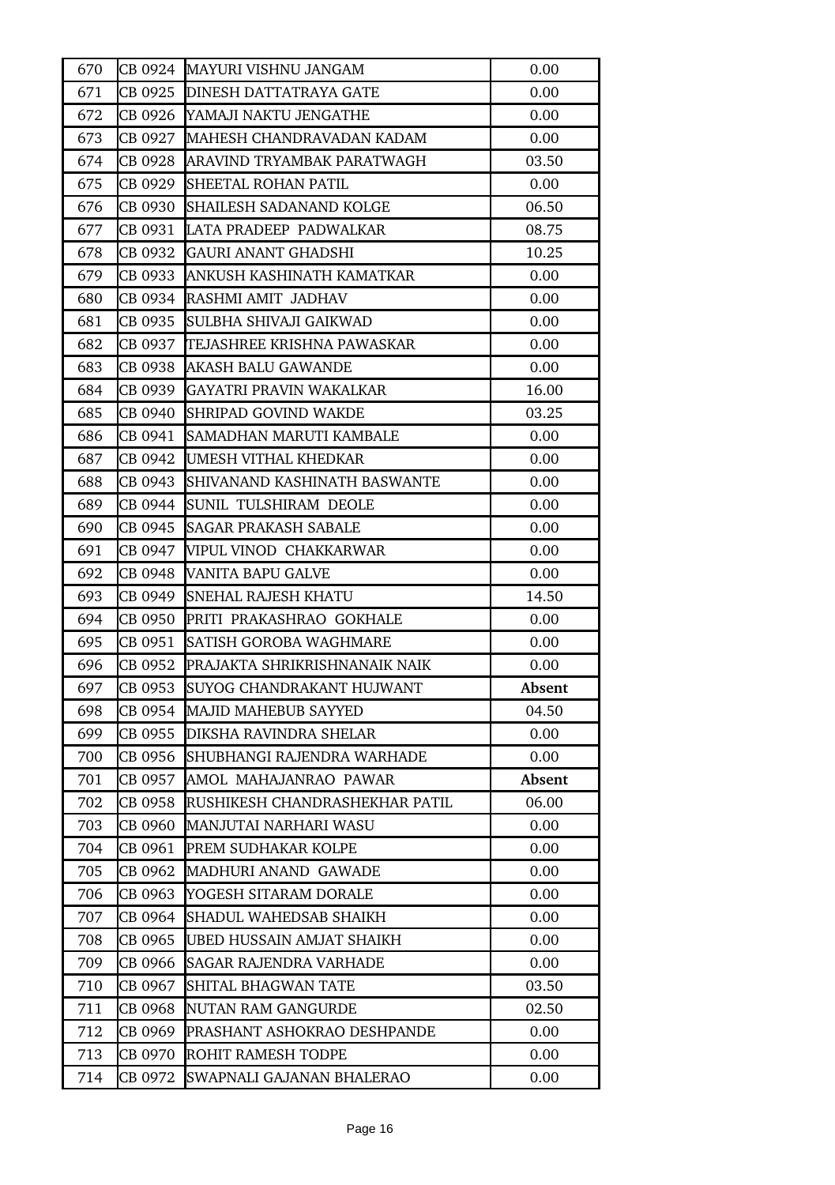| 670 | CB 0924 | MAYURI VISHNU JANGAM | 0.00 |
|---|---|---|---|
| 671 | CB 0925 | DINESH DATTATRAYA GATE | 0.00 |
| 672 | CB 0926 | YAMAJI NAKTU JENGATHE | 0.00 |
| 673 | CB 0927 | MAHESH CHANDRAVADAN KADAM | 0.00 |
| 674 | CB 0928 | ARAVIND TRYAMBAK PARATWAGH | 03.50 |
| 675 | CB 0929 | SHEETAL ROHAN PATIL | 0.00 |
| 676 | CB 0930 | SHAILESH SADANAND KOLGE | 06.50 |
| 677 | CB 0931 | LATA PRADEEP PADWALKAR | 08.75 |
| 678 | CB 0932 | GAURI ANANT GHADSHI | 10.25 |
| 679 | CB 0933 | ANKUSH KASHINATH KAMATKAR | 0.00 |
| 680 | CB 0934 | RASHMI AMIT JADHAV | 0.00 |
| 681 | CB 0935 | SULBHA SHIVAJI GAIKWAD | 0.00 |
| 682 | CB 0937 | TEJASHREE KRISHNA PAWASKAR | 0.00 |
| 683 | CB 0938 | AKASH BALU GAWANDE | 0.00 |
| 684 | CB 0939 | GAYATRI PRAVIN WAKALKAR | 16.00 |
| 685 | CB 0940 | SHRIPAD GOVIND WAKDE | 03.25 |
| 686 | CB 0941 | SAMADHAN MARUTI KAMBALE | 0.00 |
| 687 | CB 0942 | UMESH VITHAL KHEDKAR | 0.00 |
| 688 | CB 0943 | SHIVANAND KASHINATH BASWANTE | 0.00 |
| 689 | CB 0944 | SUNIL TULSHIRAM DEOLE | 0.00 |
| 690 | CB 0945 | SAGAR PRAKASH SABALE | 0.00 |
| 691 | CB 0947 | VIPUL VINOD CHAKKARWAR | 0.00 |
| 692 | CB 0948 | VANITA BAPU GALVE | 0.00 |
| 693 | CB 0949 | SNEHAL RAJESH KHATU | 14.50 |
| 694 | CB 0950 | PRITI PRAKASHRAO GOKHALE | 0.00 |
| 695 | CB 0951 | SATISH GOROBA WAGHMARE | 0.00 |
| 696 | CB 0952 | PRAJAKTA SHRIKRISHNANAIK NAIK | 0.00 |
| 697 | CB 0953 | SUYOG CHANDRAKANT HUJWANT | **Absent** |
| 698 | CB 0954 | MAJID MAHEBUB SAYYED | 04.50 |
| 699 | CB 0955 | DIKSHA RAVINDRA SHELAR | 0.00 |
| 700 | CB 0956 | SHUBHANGI RAJENDRA WARHADE | 0.00 |
| 701 | CB 0957 | AMOL MAHAJANRAO PAWAR | **Absent** |
| 702 | CB 0958 | RUSHIKESH CHANDRASHEKHAR PATIL | 06.00 |
| 703 | CB 0960 | MANJUTAI NARHARI WASU | 0.00 |
| 704 | CB 0961 | PREM SUDHAKAR KOLPE | 0.00 |
| 705 | CB 0962 | MADHURI ANAND GAWADE | 0.00 |
| 706 | CB 0963 | YOGESH SITARAM DORALE | 0.00 |
| 707 | CB 0964 | SHADUL WAHEDSAB SHAIKH | 0.00 |
| 708 | CB 0965 | UBED HUSSAIN AMJAT SHAIKH | 0.00 |
| 709 | CB 0966 | SAGAR RAJENDRA VARHADE | 0.00 |
| 710 | CB 0967 | SHITAL BHAGWAN TATE | 03.50 |
| 711 | CB 0968 | NUTAN RAM GANGURDE | 02.50 |
| 712 | CB 0969 | PRASHANT ASHOKRAO DESHPANDE | 0.00 |
| 713 | CB 0970 | ROHIT RAMESH TODPE | 0.00 |
| 714 | CB 0972 | SWAPNALI GAJANAN BHALERAO | 0.00 |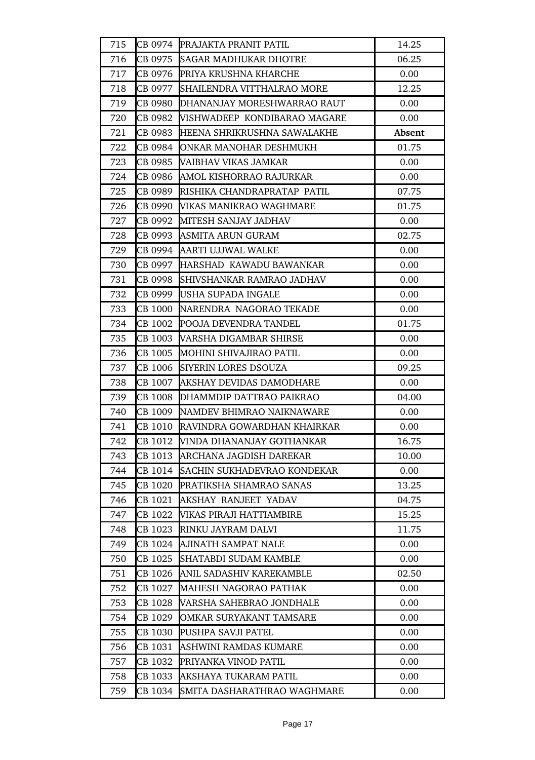| 715 | CB 0974 | PRAJAKTA PRANIT PATIL | 14.25 |
|---|---|---|---|
| 716 | CB 0975 | SAGAR MADHUKAR DHOTRE | 06.25 |
| 717 | CB 0976 | PRIYA KRUSHNA KHARCHE | 0.00 |
| 718 | CB 0977 | SHAILENDRA VITTHALRAO MORE | 12.25 |
| 719 | CB 0980 | DHANANJAY MORESHWARRAO RAUT | 0.00 |
| 720 | CB 0982 | VISHWADEEP KONDIBARAO MAGARE | 0.00 |
| 721 | CB 0983 | HEENA SHRIKRUSHNA SAWALAKHE | **Absent** |
| 722 | CB 0984 | ONKAR MANOHAR DESHMUKH | 01.75 |
| 723 | CB 0985 | VAIBHAV VIKAS JAMKAR | 0.00 |
| 724 | CB 0986 | AMOL KISHORRAO RAJURKAR | 0.00 |
| 725 | CB 0989 | RISHIKA CHANDRAPRATAP PATIL | 07.75 |
| 726 | CB 0990 | VIKAS MANIKRAO WAGHMARE | 01.75 |
| 727 | CB 0992 | MITESH SANJAY JADHAV | 0.00 |
| 728 | CB 0993 | ASMITA ARUN GURAM | 02.75 |
| 729 | CB 0994 | AARTI UJJWAL WALKE | 0.00 |
| 730 | CB 0997 | HARSHAD KAWADU BAWANKAR | 0.00 |
| 731 | CB 0998 | SHIVSHANKAR RAMRAO JADHAV | 0.00 |
| 732 | CB 0999 | USHA SUPADA INGALE | 0.00 |
| 733 | CB 1000 | NARENDRA NAGORAO TEKADE | 0.00 |
| 734 | CB 1002 | POOJA DEVENDRA TANDEL | 01.75 |
| 735 | CB 1003 | VARSHA DIGAMBAR SHIRSE | 0.00 |
| 736 | CB 1005 | MOHINI SHIVAJIRAO PATIL | 0.00 |
| 737 | CB 1006 | SIYERIN LORES DSOUZA | 09.25 |
| 738 | CB 1007 | AKSHAY DEVIDAS DAMODHARE | 0.00 |
| 739 | CB 1008 | DHAMMDIP DATTRAO PAIKRAO | 04.00 |
| 740 | CB 1009 | NAMDEV BHIMRAO NAIKNAWARE | 0.00 |
| 741 | CB 1010 | RAVINDRA GOWARDHAN KHAIRKAR | 0.00 |
| 742 | CB 1012 | VINDA DHANANJAY GOTHANKAR | 16.75 |
| 743 | CB 1013 | ARCHANA JAGDISH DAREKAR | 10.00 |
| 744 | CB 1014 | SACHIN SUKHADEVRAO KONDEKAR | 0.00 |
| 745 | CB 1020 | PRATIKSHA SHAMRAO SANAS | 13.25 |
| 746 | CB 1021 | AKSHAY RANJEET YADAV | 04.75 |
| 747 | CB 1022 | VIKAS PIRAJI HATTIAMBIRE | 15.25 |
| 748 | CB 1023 | RINKU JAYRAM DALVI | 11.75 |
| 749 | CB 1024 | AJINATH SAMPAT NALE | 0.00 |
| 750 | CB 1025 | SHATABDI SUDAM KAMBLE | 0.00 |
| 751 | CB 1026 | ANIL SADASHIV KAREKAMBLE | 02.50 |
| 752 | CB 1027 | MAHESH NAGORAO PATHAK | 0.00 |
| 753 | CB 1028 | VARSHA SAHEBRAO JONDHALE | 0.00 |
| 754 | CB 1029 | OMKAR SURYAKANT TAMSARE | 0.00 |
| 755 | CB 1030 | PUSHPA SAVJI PATEL | 0.00 |
| 756 | CB 1031 | ASHWINI RAMDAS KUMARE | 0.00 |
| 757 | CB 1032 | PRIYANKA VINOD PATIL | 0.00 |
| 758 | CB 1033 | AKSHAYA TUKARAM PATIL | 0.00 |
| 759 | CB 1034 | SMITA DASHARATHRAO WAGHMARE | 0.00 |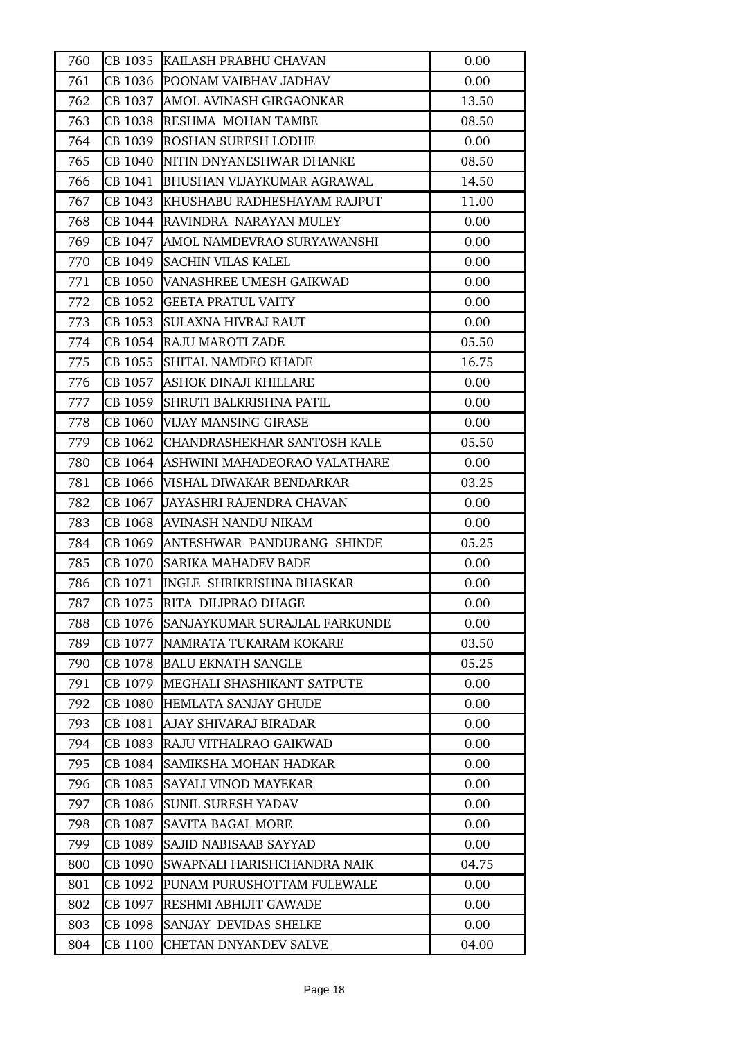| | | | |
|---|---|---|---|
| 760 | CB 1035 | KAILASH PRABHU CHAVAN | 0.00 |
| 761 | CB 1036 | POONAM VAIBHAV JADHAV | 0.00 |
| 762 | CB 1037 | AMOL AVINASH GIRGAONKAR | 13.50 |
| 763 | CB 1038 | RESHMA MOHAN TAMBE | 08.50 |
| 764 | CB 1039 | ROSHAN SURESH LODHE | 0.00 |
| 765 | CB 1040 | NITIN DNYANESHWAR DHANKE | 08.50 |
| 766 | CB 1041 | BHUSHAN VIJAYKUMAR AGRAWAL | 14.50 |
| 767 | CB 1043 | KHUSHABU RADHESHAYAM RAJPUT | 11.00 |
| 768 | CB 1044 | RAVINDRA NARAYAN MULEY | 0.00 |
| 769 | CB 1047 | AMOL NAMDEVRAO SURYAWANSHI | 0.00 |
| 770 | CB 1049 | SACHIN VILAS KALEL | 0.00 |
| 771 | CB 1050 | VANASHREE UMESH GAIKWAD | 0.00 |
| 772 | CB 1052 | GEETA PRATUL VAITY | 0.00 |
| 773 | CB 1053 | SULAXNA HIVRAJ RAUT | 0.00 |
| 774 | CB 1054 | RAJU MAROTI ZADE | 05.50 |
| 775 | CB 1055 | SHITAL NAMDEO KHADE | 16.75 |
| 776 | CB 1057 | ASHOK DINAJI KHILLARE | 0.00 |
| 777 | CB 1059 | SHRUTI BALKRISHNA PATIL | 0.00 |
| 778 | CB 1060 | VIJAY MANSING GIRASE | 0.00 |
| 779 | CB 1062 | CHANDRASHEKHAR SANTOSH KALE | 05.50 |
| 780 | CB 1064 | ASHWINI MAHADEORAO VALATHARE | 0.00 |
| 781 | CB 1066 | VISHAL DIWAKAR BENDARKAR | 03.25 |
| 782 | CB 1067 | JAYASHRI RAJENDRA CHAVAN | 0.00 |
| 783 | CB 1068 | AVINASH NANDU NIKAM | 0.00 |
| 784 | CB 1069 | ANTESHWAR PANDURANG SHINDE | 05.25 |
| 785 | CB 1070 | SARIKA MAHADEV BADE | 0.00 |
| 786 | CB 1071 | INGLE SHRIKRISHNA BHASKAR | 0.00 |
| 787 | CB 1075 | RITA DILIPRAO DHAGE | 0.00 |
| 788 | CB 1076 | SANJAYKUMAR SURAJLAL FARKUNDE | 0.00 |
| 789 | CB 1077 | NAMRATA TUKARAM KOKARE | 03.50 |
| 790 | CB 1078 | BALU EKNATH SANGLE | 05.25 |
| 791 | CB 1079 | MEGHALI SHASHIKANT SATPUTE | 0.00 |
| 792 | CB 1080 | HEMLATA SANJAY GHUDE | 0.00 |
| 793 | CB 1081 | AJAY SHIVARAJ BIRADAR | 0.00 |
| 794 | CB 1083 | RAJU VITHALRAO GAIKWAD | 0.00 |
| 795 | CB 1084 | SAMIKSHA MOHAN HADKAR | 0.00 |
| 796 | CB 1085 | SAYALI VINOD MAYEKAR | 0.00 |
| 797 | CB 1086 | SUNIL SURESH YADAV | 0.00 |
| 798 | CB 1087 | SAVITA BAGAL MORE | 0.00 |
| 799 | CB 1089 | SAJID NABISAAB SAYYAD | 0.00 |
| 800 | CB 1090 | SWAPNALI HARISHCHANDRA NAIK | 04.75 |
| 801 | CB 1092 | PUNAM PURUSHOTTAM FULEWALE | 0.00 |
| 802 | CB 1097 | RESHMI ABHIJIT GAWADE | 0.00 |
| 803 | CB 1098 | SANJAY DEVIDAS SHELKE | 0.00 |
| 804 | CB 1100 | CHETAN DNYANDEV SALVE | 04.00 |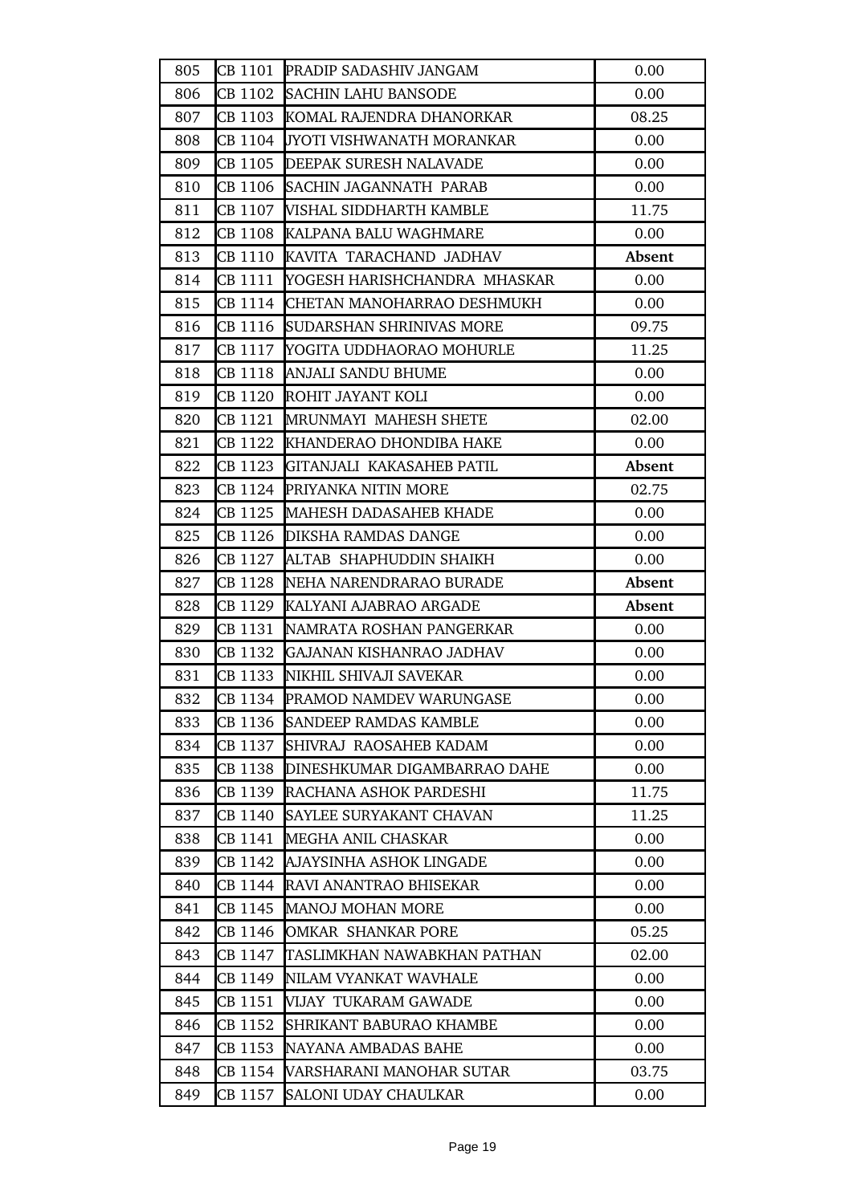| 805 | CB 1101 | PRADIP SADASHIV JANGAM | 0.00 |
|---|---|---|---|
| 806 | CB 1102 | SACHIN LAHU BANSODE | 0.00 |
| 807 | CB 1103 | KOMAL RAJENDRA DHANORKAR | 08.25 |
| 808 | CB 1104 | JYOTI VISHWANATH MORANKAR | 0.00 |
| 809 | CB 1105 | DEEPAK SURESH NALAVADE | 0.00 |
| 810 | CB 1106 | SACHIN JAGANNATH PARAB | 0.00 |
| 811 | CB 1107 | VISHAL SIDDHARTH KAMBLE | 11.75 |
| 812 | CB 1108 | KALPANA BALU WAGHMARE | 0.00 |
| 813 | CB 1110 | KAVITA TARACHAND JADHAV | **Absent** |
| 814 | CB 1111 | YOGESH HARISHCHANDRA MHASKAR | 0.00 |
| 815 | CB 1114 | CHETAN MANOHARRAO DESHMUKH | 0.00 |
| 816 | CB 1116 | SUDARSHAN SHRINIVAS MORE | 09.75 |
| 817 | CB 1117 | YOGITA UDDHAORAO MOHURLE | 11.25 |
| 818 | CB 1118 | ANJALI SANDU BHUME | 0.00 |
| 819 | CB 1120 | ROHIT JAYANT KOLI | 0.00 |
| 820 | CB 1121 | MRUNMAYI MAHESH SHETE | 02.00 |
| 821 | CB 1122 | KHANDERAO DHONDIBA HAKE | 0.00 |
| 822 | CB 1123 | GITANJALI KAKASAHEB PATIL | **Absent** |
| 823 | CB 1124 | PRIYANKA NITIN MORE | 02.75 |
| 824 | CB 1125 | MAHESH DADASAHEB KHADE | 0.00 |
| 825 | CB 1126 | DIKSHA RAMDAS DANGE | 0.00 |
| 826 | CB 1127 | ALTAB SHAPHUDDIN SHAIKH | 0.00 |
| 827 | CB 1128 | NEHA NARENDRARAO BURADE | **Absent** |
| 828 | CB 1129 | KALYANI AJABRAO ARGADE | **Absent** |
| 829 | CB 1131 | NAMRATA ROSHAN PANGERKAR | 0.00 |
| 830 | CB 1132 | GAJANAN KISHANRAO JADHAV | 0.00 |
| 831 | CB 1133 | NIKHIL SHIVAJI SAVEKAR | 0.00 |
| 832 | CB 1134 | PRAMOD NAMDEV WARUNGASE | 0.00 |
| 833 | CB 1136 | SANDEEP RAMDAS KAMBLE | 0.00 |
| 834 | CB 1137 | SHIVRAJ RAOSAHEB KADAM | 0.00 |
| 835 | CB 1138 | DINESHKUMAR DIGAMBARRAO DAHE | 0.00 |
| 836 | CB 1139 | RACHANA ASHOK PARDESHI | 11.75 |
| 837 | CB 1140 | SAYLEE SURYAKANT CHAVAN | 11.25 |
| 838 | CB 1141 | MEGHA ANIL CHASKAR | 0.00 |
| 839 | CB 1142 | AJAYSINHA ASHOK LINGADE | 0.00 |
| 840 | CB 1144 | RAVI ANANTRAO BHISEKAR | 0.00 |
| 841 | CB 1145 | MANOJ MOHAN MORE | 0.00 |
| 842 | CB 1146 | OMKAR SHANKAR PORE | 05.25 |
| 843 | CB 1147 | TASLIMKHAN NAWABKHAN PATHAN | 02.00 |
| 844 | CB 1149 | NILAM VYANKAT WAVHALE | 0.00 |
| 845 | CB 1151 | VIJAY TUKARAM GAWADE | 0.00 |
| 846 | CB 1152 | SHRIKANT BABURAO KHAMBE | 0.00 |
| 847 | CB 1153 | NAYANA AMBADAS BAHE | 0.00 |
| 848 | CB 1154 | VARSHARANI MANOHAR SUTAR | 03.75 |
| 849 | CB 1157 | SALONI UDAY CHAULKAR | 0.00 |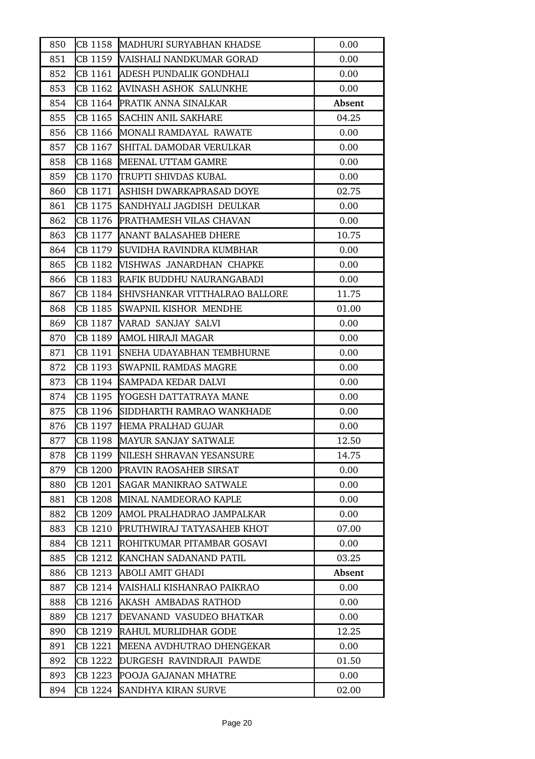| | | | |
|---|---|---|---|
| 850 | CB 1158 | MADHURI SURYABHAN KHADSE | 0.00 |
| 851 | CB 1159 | VAISHALI NANDKUMAR GORAD | 0.00 |
| 852 | CB 1161 | ADESH PUNDALIK GONDHALI | 0.00 |
| 853 | CB 1162 | AVINASH ASHOK SALUNKHE | 0.00 |
| 854 | CB 1164 | PRATIK ANNA SINALKAR | **Absent** |
| 855 | CB 1165 | SACHIN ANIL SAKHARE | 04.25 |
| 856 | CB 1166 | MONALI RAMDAYAL RAWATE | 0.00 |
| 857 | CB 1167 | SHITAL DAMODAR VERULKAR | 0.00 |
| 858 | CB 1168 | MEENAL UTTAM GAMRE | 0.00 |
| 859 | CB 1170 | TRUPTI SHIVDAS KUBAL | 0.00 |
| 860 | CB 1171 | ASHISH DWARKAPRASAD DOYE | 02.75 |
| 861 | CB 1175 | SANDHYALI JAGDISH DEULKAR | 0.00 |
| 862 | CB 1176 | PRATHAMESH VILAS CHAVAN | 0.00 |
| 863 | CB 1177 | ANANT BALASAHEB DHERE | 10.75 |
| 864 | CB 1179 | SUVIDHA RAVINDRA KUMBHAR | 0.00 |
| 865 | CB 1182 | VISHWAS JANARDHAN CHAPKE | 0.00 |
| 866 | CB 1183 | RAFIK BUDDHU NAURANGABADI | 0.00 |
| 867 | CB 1184 | SHIVSHANKAR VITTHALRAO BALLORE | 11.75 |
| 868 | CB 1185 | SWAPNIL KISHOR MENDHE | 01.00 |
| 869 | CB 1187 | VARAD SANJAY SALVI | 0.00 |
| 870 | CB 1189 | AMOL HIRAJI MAGAR | 0.00 |
| 871 | CB 1191 | SNEHA UDAYABHAN TEMBHURNE | 0.00 |
| 872 | CB 1193 | SWAPNIL RAMDAS MAGRE | 0.00 |
| 873 | CB 1194 | SAMPADA KEDAR DALVI | 0.00 |
| 874 | CB 1195 | YOGESH DATTATRAYA MANE | 0.00 |
| 875 | CB 1196 | SIDDHARTH RAMRAO WANKHADE | 0.00 |
| 876 | CB 1197 | HEMA PRALHAD GUJAR | 0.00 |
| 877 | CB 1198 | MAYUR SANJAY SATWALE | 12.50 |
| 878 | CB 1199 | NILESH SHRAVAN YESANSURE | 14.75 |
| 879 | CB 1200 | PRAVIN RAOSAHEB SIRSAT | 0.00 |
| 880 | CB 1201 | SAGAR MANIKRAO SATWALE | 0.00 |
| 881 | CB 1208 | MINAL NAMDEORAO KAPLE | 0.00 |
| 882 | CB 1209 | AMOL PRALHADRAO JAMPALKAR | 0.00 |
| 883 | CB 1210 | PRUTHWIRAJ TATYASAHEB KHOT | 07.00 |
| 884 | CB 1211 | ROHITKUMAR PITAMBAR GOSAVI | 0.00 |
| 885 | CB 1212 | KANCHAN SADANAND PATIL | 03.25 |
| 886 | CB 1213 | ABOLI AMIT GHADI | **Absent** |
| 887 | CB 1214 | VAISHALI KISHANRAO PAIKRAO | 0.00 |
| 888 | CB 1216 | AKASH AMBADAS RATHOD | 0.00 |
| 889 | CB 1217 | DEVANAND VASUDEO BHATKAR | 0.00 |
| 890 | CB 1219 | RAHUL MURLIDHAR GODE | 12.25 |
| 891 | CB 1221 | MEENA AVDHUTRAO DHENGEKAR | 0.00 |
| 892 | CB 1222 | DURGESH RAVINDRAJI PAWDE | 01.50 |
| 893 | CB 1223 | POOJA GAJANAN MHATRE | 0.00 |
| 894 | CB 1224 | SANDHYA KIRAN SURVE | 02.00 |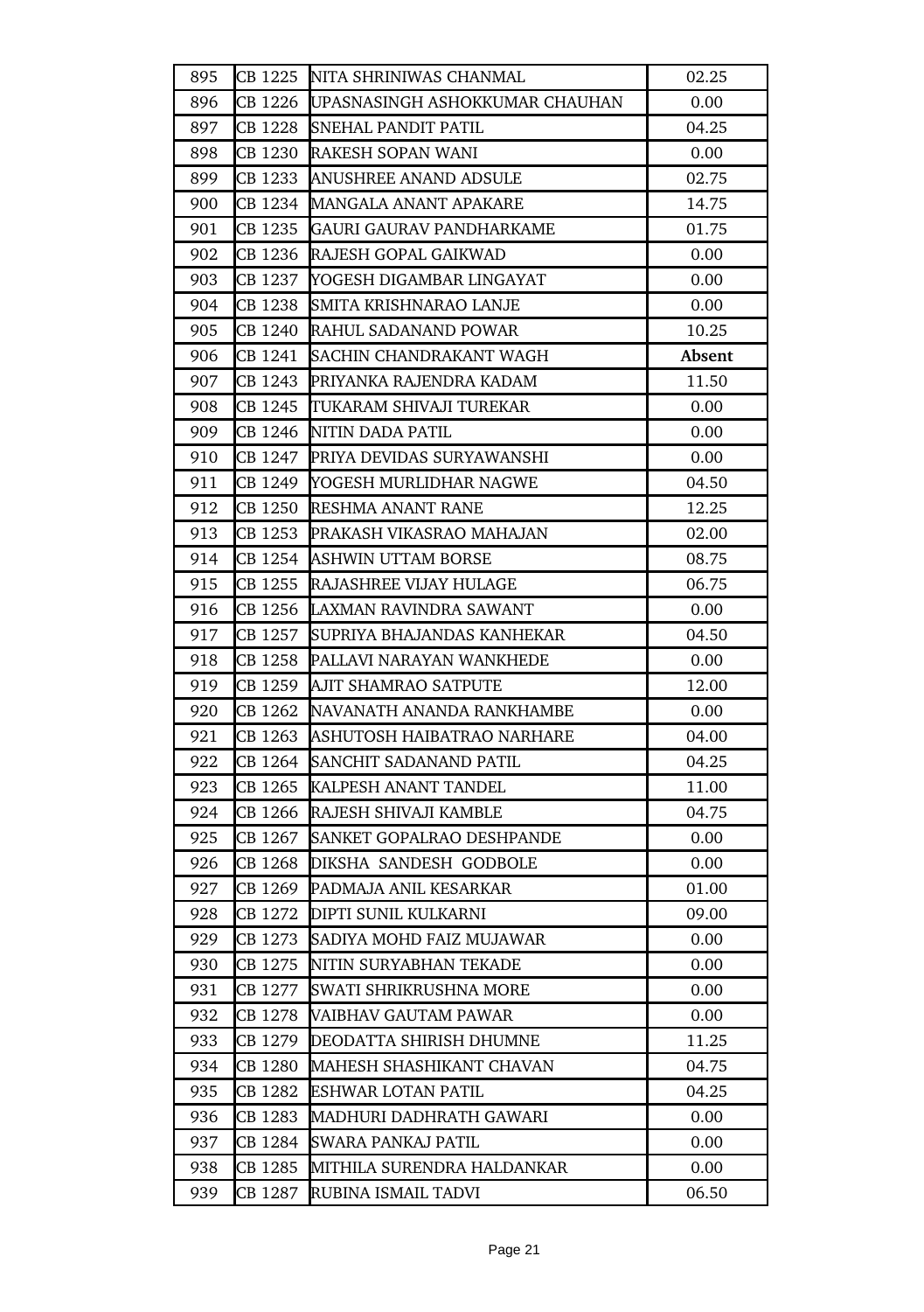| 895 | CB 1225 | NITA SHRINIWAS CHANMAL | 02.25 |
|---|---|---|---|
| 896 | CB 1226 | UPASNASINGH ASHOKKUMAR CHAUHAN | 0.00 |
| 897 | CB 1228 | SNEHAL PANDIT PATIL | 04.25 |
| 898 | CB 1230 | RAKESH SOPAN WANI | 0.00 |
| 899 | CB 1233 | ANUSHREE ANAND ADSULE | 02.75 |
| 900 | CB 1234 | MANGALA ANANT APAKARE | 14.75 |
| 901 | CB 1235 | GAURI GAURAV PANDHARKAME | 01.75 |
| 902 | CB 1236 | RAJESH GOPAL GAIKWAD | 0.00 |
| 903 | CB 1237 | YOGESH DIGAMBAR LINGAYAT | 0.00 |
| 904 | CB 1238 | SMITA KRISHNARAO LANJE | 0.00 |
| 905 | CB 1240 | RAHUL SADANAND POWAR | 10.25 |
| 906 | CB 1241 | SACHIN CHANDRAKANT WAGH | **Absent** |
| 907 | CB 1243 | PRIYANKA RAJENDRA KADAM | 11.50 |
| 908 | CB 1245 | TUKARAM SHIVAJI TUREKAR | 0.00 |
| 909 | CB 1246 | NITIN DADA PATIL | 0.00 |
| 910 | CB 1247 | PRIYA DEVIDAS SURYAWANSHI | 0.00 |
| 911 | CB 1249 | YOGESH MURLIDHAR NAGWE | 04.50 |
| 912 | CB 1250 | RESHMA ANANT RANE | 12.25 |
| 913 | CB 1253 | PRAKASH VIKASRAO MAHAJAN | 02.00 |
| 914 | CB 1254 | ASHWIN UTTAM BORSE | 08.75 |
| 915 | CB 1255 | RAJASHREE VIJAY HULAGE | 06.75 |
| 916 | CB 1256 | LAXMAN RAVINDRA SAWANT | 0.00 |
| 917 | CB 1257 | SUPRIYA BHAJANDAS KANHEKAR | 04.50 |
| 918 | CB 1258 | PALLAVI NARAYAN WANKHEDE | 0.00 |
| 919 | CB 1259 | AJIT SHAMRAO SATPUTE | 12.00 |
| 920 | CB 1262 | NAVANATH ANANDA RANKHAMBE | 0.00 |
| 921 | CB 1263 | ASHUTOSH HAIBATRAO NARHARE | 04.00 |
| 922 | CB 1264 | SANCHIT SADANAND PATIL | 04.25 |
| 923 | CB 1265 | KALPESH ANANT TANDEL | 11.00 |
| 924 | CB 1266 | RAJESH SHIVAJI KAMBLE | 04.75 |
| 925 | CB 1267 | SANKET GOPALRAO DESHPANDE | 0.00 |
| 926 | CB 1268 | DIKSHA SANDESH GODBOLE | 0.00 |
| 927 | CB 1269 | PADMAJA ANIL KESARKAR | 01.00 |
| 928 | CB 1272 | DIPTI SUNIL KULKARNI | 09.00 |
| 929 | CB 1273 | SADIYA MOHD FAIZ MUJAWAR | 0.00 |
| 930 | CB 1275 | NITIN SURYABHAN TEKADE | 0.00 |
| 931 | CB 1277 | SWATI SHRIKRUSHNA MORE | 0.00 |
| 932 | CB 1278 | VAIBHAV GAUTAM PAWAR | 0.00 |
| 933 | CB 1279 | DEODATTA SHIRISH DHUMNE | 11.25 |
| 934 | CB 1280 | MAHESH SHASHIKANT CHAVAN | 04.75 |
| 935 | CB 1282 | ESHWAR LOTAN PATIL | 04.25 |
| 936 | CB 1283 | MADHURI DADHRATH GAWARI | 0.00 |
| 937 | CB 1284 | SWARA PANKAJ PATIL | 0.00 |
| 938 | CB 1285 | MITHILA SURENDRA HALDANKAR | 0.00 |
| 939 | CB 1287 | RUBINA ISMAIL TADVI | 06.50 |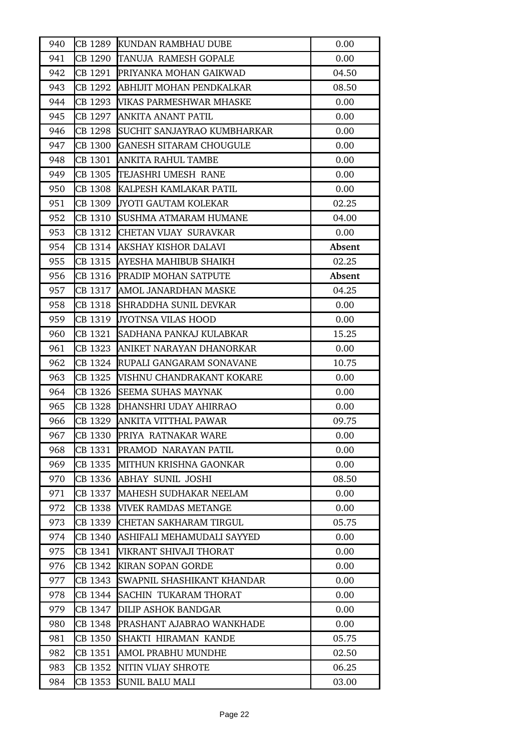| | | | |
|---|---|---|---|
| 940 | CB 1289 | KUNDAN RAMBHAU DUBE | 0.00 |
| 941 | CB 1290 | TANUJA RAMESH GOPALE | 0.00 |
| 942 | CB 1291 | PRIYANKA MOHAN GAIKWAD | 04.50 |
| 943 | CB 1292 | ABHIJIT MOHAN PENDKALKAR | 08.50 |
| 944 | CB 1293 | VIKAS PARMESHWAR MHASKE | 0.00 |
| 945 | CB 1297 | ANKITA ANANT PATIL | 0.00 |
| 946 | CB 1298 | SUCHIT SANJAYRAO KUMBHARKAR | 0.00 |
| 947 | CB 1300 | GANESH SITARAM CHOUGULE | 0.00 |
| 948 | CB 1301 | ANKITA RAHUL TAMBE | 0.00 |
| 949 | CB 1305 | TEJASHRI UMESH RANE | 0.00 |
| 950 | CB 1308 | KALPESH KAMLAKAR PATIL | 0.00 |
| 951 | CB 1309 | JYOTI GAUTAM KOLEKAR | 02.25 |
| 952 | CB 1310 | SUSHMA ATMARAM HUMANE | 04.00 |
| 953 | CB 1312 | CHETAN VIJAY SURAVKAR | 0.00 |
| 954 | CB 1314 | AKSHAY KISHOR DALAVI | **Absent** |
| 955 | CB 1315 | AYESHA MAHIBUB SHAIKH | 02.25 |
| 956 | CB 1316 | PRADIP MOHAN SATPUTE | **Absent** |
| 957 | CB 1317 | AMOL JANARDHAN MASKE | 04.25 |
| 958 | CB 1318 | SHRADDHA SUNIL DEVKAR | 0.00 |
| 959 | CB 1319 | JYOTNSA VILAS HOOD | 0.00 |
| 960 | CB 1321 | SADHANA PANKAJ KULABKAR | 15.25 |
| 961 | CB 1323 | ANIKET NARAYAN DHANORKAR | 0.00 |
| 962 | CB 1324 | RUPALI GANGARAM SONAVANE | 10.75 |
| 963 | CB 1325 | VISHNU CHANDRAKANT KOKARE | 0.00 |
| 964 | CB 1326 | SEEMA SUHAS MAYNAK | 0.00 |
| 965 | CB 1328 | DHANSHRI UDAY AHIRRAO | 0.00 |
| 966 | CB 1329 | ANKITA VITTHAL PAWAR | 09.75 |
| 967 | CB 1330 | PRIYA RATNAKAR WARE | 0.00 |
| 968 | CB 1331 | PRAMOD NARAYAN PATIL | 0.00 |
| 969 | CB 1335 | MITHUN KRISHNA GAONKAR | 0.00 |
| 970 | CB 1336 | ABHAY SUNIL JOSHI | 08.50 |
| 971 | CB 1337 | MAHESH SUDHAKAR NEELAM | 0.00 |
| 972 | CB 1338 | VIVEK RAMDAS METANGE | 0.00 |
| 973 | CB 1339 | CHETAN SAKHARAM TIRGUL | 05.75 |
| 974 | CB 1340 | ASHIFALI MEHAMUDALI SAYYED | 0.00 |
| 975 | CB 1341 | VIKRANT SHIVAJI THORAT | 0.00 |
| 976 | CB 1342 | KIRAN SOPAN GORDE | 0.00 |
| 977 | CB 1343 | SWAPNIL SHASHIKANT KHANDAR | 0.00 |
| 978 | CB 1344 | SACHIN TUKARAM THORAT | 0.00 |
| 979 | CB 1347 | DILIP ASHOK BANDGAR | 0.00 |
| 980 | CB 1348 | PRASHANT AJABRAO WANKHADE | 0.00 |
| 981 | CB 1350 | SHAKTI HIRAMAN KANDE | 05.75 |
| 982 | CB 1351 | AMOL PRABHU MUNDHE | 02.50 |
| 983 | CB 1352 | NITIN VIJAY SHROTE | 06.25 |
| 984 | CB 1353 | SUNIL BALU MALI | 03.00 |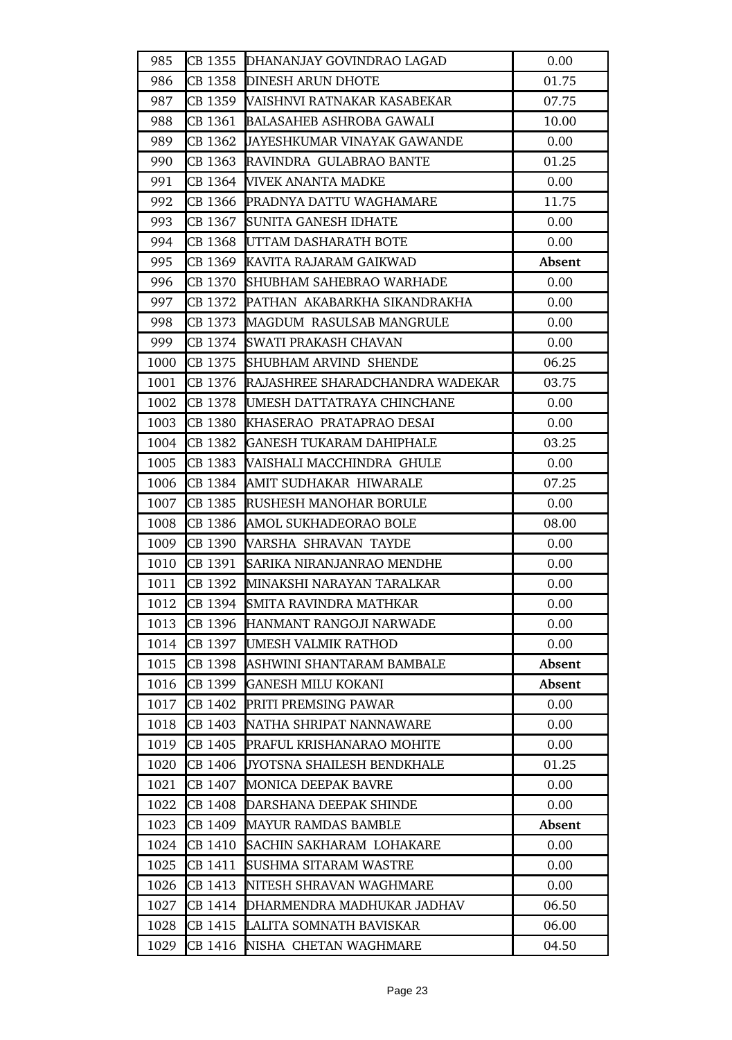| | | | |
|---|---|---|---|
| 985 | CB 1355 | DHANANJAY GOVINDRAO LAGAD | 0.00 |
| 986 | CB 1358 | DINESH ARUN DHOTE | 01.75 |
| 987 | CB 1359 | VAISHNVI RATNAKAR KASABEKAR | 07.75 |
| 988 | CB 1361 | BALASAHEB ASHROBA GAWALI | 10.00 |
| 989 | CB 1362 | JAYESHKUMAR VINAYAK GAWANDE | 0.00 |
| 990 | CB 1363 | RAVINDRA GULABRAO BANTE | 01.25 |
| 991 | CB 1364 | VIVEK ANANTA MADKE | 0.00 |
| 992 | CB 1366 | PRADNYA DATTU WAGHAMARE | 11.75 |
| 993 | CB 1367 | SUNITA GANESH IDHATE | 0.00 |
| 994 | CB 1368 | UTTAM DASHARATH BOTE | 0.00 |
| 995 | CB 1369 | KAVITA RAJARAM GAIKWAD | **Absent** |
| 996 | CB 1370 | SHUBHAM SAHEBRAO WARHADE | 0.00 |
| 997 | CB 1372 | PATHAN AKABARKHA SIKANDRAKHA | 0.00 |
| 998 | CB 1373 | MAGDUM RASULSAB MANGRULE | 0.00 |
| 999 | CB 1374 | SWATI PRAKASH CHAVAN | 0.00 |
| 1000 | CB 1375 | SHUBHAM ARVIND SHENDE | 06.25 |
| 1001 | CB 1376 | RAJASHREE SHARADCHANDRA WADEKAR | 03.75 |
| 1002 | CB 1378 | UMESH DATTATRAYA CHINCHANE | 0.00 |
| 1003 | CB 1380 | KHASERAO PRATAPRAO DESAI | 0.00 |
| 1004 | CB 1382 | GANESH TUKARAM DAHIPHALE | 03.25 |
| 1005 | CB 1383 | VAISHALI MACCHINDRA GHULE | 0.00 |
| 1006 | CB 1384 | AMIT SUDHAKAR HIWARALE | 07.25 |
| 1007 | CB 1385 | RUSHESH MANOHAR BORULE | 0.00 |
| 1008 | CB 1386 | AMOL SUKHADEORAO BOLE | 08.00 |
| 1009 | CB 1390 | VARSHA SHRAVAN TAYDE | 0.00 |
| 1010 | CB 1391 | SARIKA NIRANJANRAO MENDHE | 0.00 |
| 1011 | CB 1392 | MINAKSHI NARAYAN TARALKAR | 0.00 |
| 1012 | CB 1394 | SMITA RAVINDRA MATHKAR | 0.00 |
| 1013 | CB 1396 | HANMANT RANGOJI NARWADE | 0.00 |
| 1014 | CB 1397 | UMESH VALMIK RATHOD | 0.00 |
| 1015 | CB 1398 | ASHWINI SHANTARAM BAMBALE | **Absent** |
| 1016 | CB 1399 | GANESH MILU KOKANI | **Absent** |
| 1017 | CB 1402 | PRITI PREMSING PAWAR | 0.00 |
| 1018 | CB 1403 | NATHA SHRIPAT NANNAWARE | 0.00 |
| 1019 | CB 1405 | PRAFUL KRISHANARAO MOHITE | 0.00 |
| 1020 | CB 1406 | JYOTSNA SHAILESH BENDKHALE | 01.25 |
| 1021 | CB 1407 | MONICA DEEPAK BAVRE | 0.00 |
| 1022 | CB 1408 | DARSHANA DEEPAK SHINDE | 0.00 |
| 1023 | CB 1409 | MAYUR RAMDAS BAMBLE | **Absent** |
| 1024 | CB 1410 | SACHIN SAKHARAM LOHAKARE | 0.00 |
| 1025 | CB 1411 | SUSHMA SITARAM WASTRE | 0.00 |
| 1026 | CB 1413 | NITESH SHRAVAN WAGHMARE | 0.00 |
| 1027 | CB 1414 | DHARMENDRA MADHUKAR JADHAV | 06.50 |
| 1028 | CB 1415 | LALITA SOMNATH BAVISKAR | 06.00 |
| 1029 | CB 1416 | NISHA CHETAN WAGHMARE | 04.50 |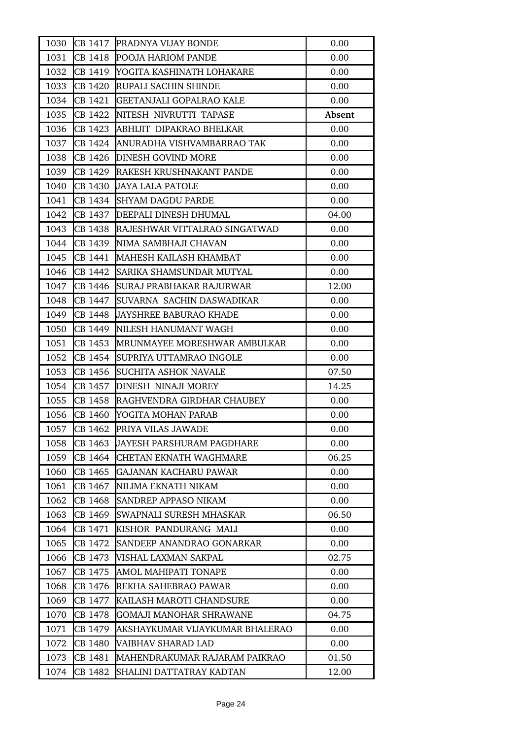| | | | |
|---|---|---|---|
| 1030 | CB 1417 | PRADNYA VIJAY BONDE | 0.00 |
| 1031 | CB 1418 | POOJA HARIOM PANDE | 0.00 |
| 1032 | CB 1419 | YOGITA KASHINATH LOHAKARE | 0.00 |
| 1033 | CB 1420 | RUPALI SACHIN SHINDE | 0.00 |
| 1034 | CB 1421 | GEETANJALI GOPALRAO KALE | 0.00 |
| 1035 | CB 1422 | NITESH NIVRUTTI TAPASE | **Absent** |
| 1036 | CB 1423 | ABHIJIT DIPAKRAO BHELKAR | 0.00 |
| 1037 | CB 1424 | ANURADHA VISHVAMBARRAO TAK | 0.00 |
| 1038 | CB 1426 | DINESH GOVIND MORE | 0.00 |
| 1039 | CB 1429 | RAKESH KRUSHNAKANT PANDE | 0.00 |
| 1040 | CB 1430 | JAYA LALA PATOLE | 0.00 |
| 1041 | CB 1434 | SHYAM DAGDU PARDE | 0.00 |
| 1042 | CB 1437 | DEEPALI DINESH DHUMAL | 04.00 |
| 1043 | CB 1438 | RAJESHWAR VITTALRAO SINGATWAD | 0.00 |
| 1044 | CB 1439 | NIMA SAMBHAJI CHAVAN | 0.00 |
| 1045 | CB 1441 | MAHESH KAILASH KHAMBAT | 0.00 |
| 1046 | CB 1442 | SARIKA SHAMSUNDAR MUTYAL | 0.00 |
| 1047 | CB 1446 | SURAJ PRABHAKAR RAJURWAR | 12.00 |
| 1048 | CB 1447 | SUVARNA SACHIN DASWADIKAR | 0.00 |
| 1049 | CB 1448 | JAYSHREE BABURAO KHADE | 0.00 |
| 1050 | CB 1449 | NILESH HANUMANT WAGH | 0.00 |
| 1051 | CB 1453 | MRUNMAYEE MORESHWAR AMBULKAR | 0.00 |
| 1052 | CB 1454 | SUPRIYA UTTAMRAO INGOLE | 0.00 |
| 1053 | CB 1456 | SUCHITA ASHOK NAVALE | 07.50 |
| 1054 | CB 1457 | DINESH NINAJI MOREY | 14.25 |
| 1055 | CB 1458 | RAGHVENDRA GIRDHAR CHAUBEY | 0.00 |
| 1056 | CB 1460 | YOGITA MOHAN PARAB | 0.00 |
| 1057 | CB 1462 | PRIYA VILAS JAWADE | 0.00 |
| 1058 | CB 1463 | JAYESH PARSHURAM PAGDHARE | 0.00 |
| 1059 | CB 1464 | CHETAN EKNATH WAGHMARE | 06.25 |
| 1060 | CB 1465 | GAJANAN KACHARU PAWAR | 0.00 |
| 1061 | CB 1467 | NILIMA EKNATH NIKAM | 0.00 |
| 1062 | CB 1468 | SANDREP APPASO NIKAM | 0.00 |
| 1063 | CB 1469 | SWAPNALI SURESH MHASKAR | 06.50 |
| 1064 | CB 1471 | KISHOR PANDURANG MALI | 0.00 |
| 1065 | CB 1472 | SANDEEP ANANDRAO GONARKAR | 0.00 |
| 1066 | CB 1473 | VISHAL LAXMAN SAKPAL | 02.75 |
| 1067 | CB 1475 | AMOL MAHIPATI TONAPE | 0.00 |
| 1068 | CB 1476 | REKHA SAHEBRAO PAWAR | 0.00 |
| 1069 | CB 1477 | KAILASH MAROTI CHANDSURE | 0.00 |
| 1070 | CB 1478 | GOMAJI MANOHAR SHRAWANE | 04.75 |
| 1071 | CB 1479 | AKSHAYKUMAR VIJAYKUMAR BHALERAO | 0.00 |
| 1072 | CB 1480 | VAIBHAV SHARAD LAD | 0.00 |
| 1073 | CB 1481 | MAHENDRAKUMAR RAJARAM PAIKRAO | 01.50 |
| 1074 | CB 1482 | SHALINI DATTATRAY KADTAN | 12.00 |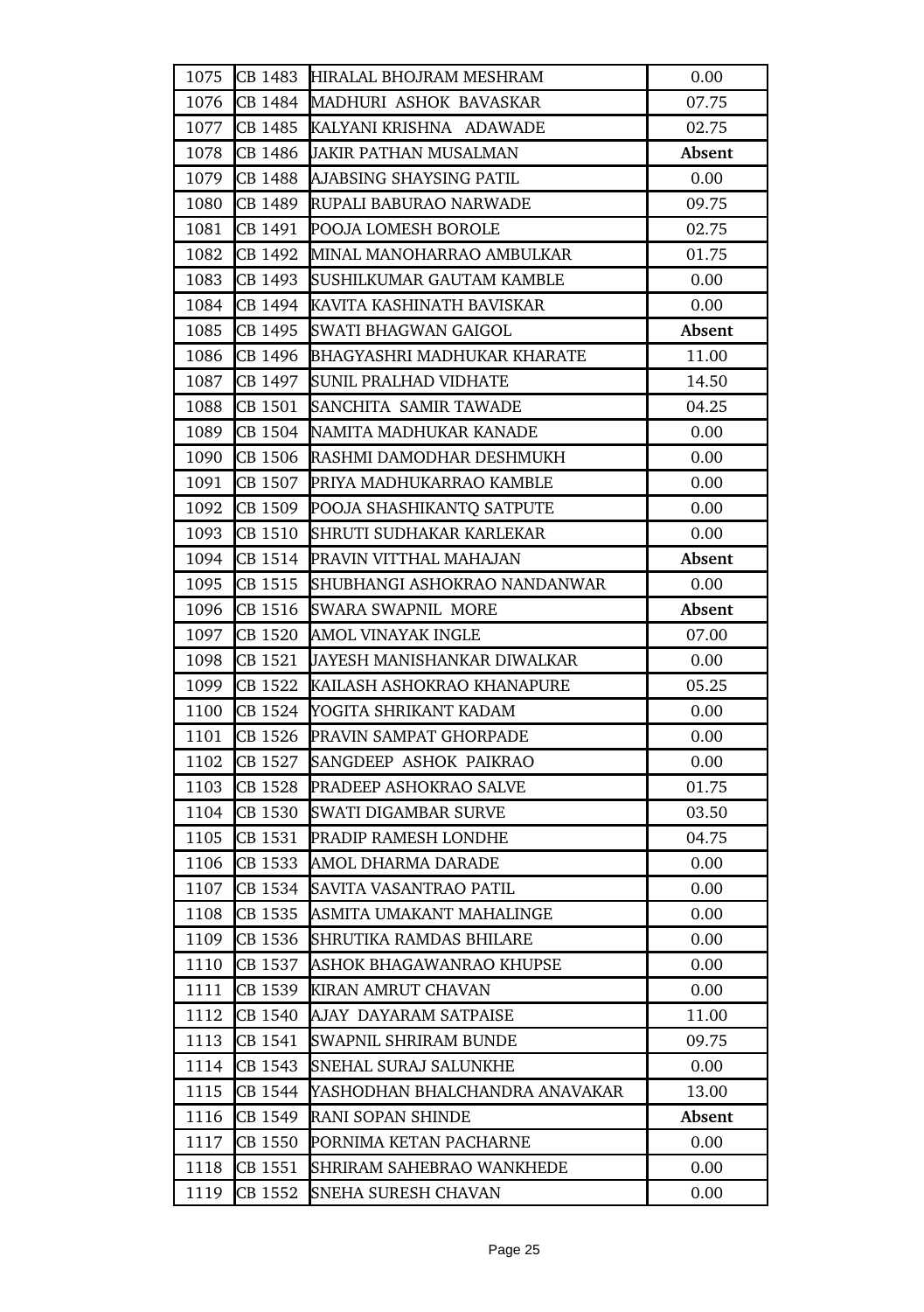| 1075 | CB 1483 | HIRALAL BHOJRAM MESHRAM | 0.00 |
|---|---|---|---|
| 1076 | CB 1484 | MADHURI ASHOK BAVASKAR | 07.75 |
| 1077 | CB 1485 | KALYANI KRISHNA ADAWADE | 02.75 |
| 1078 | CB 1486 | JAKIR PATHAN MUSALMAN | **Absent** |
| 1079 | CB 1488 | AJABSING SHAYSING PATIL | 0.00 |
| 1080 | CB 1489 | RUPALI BABURAO NARWADE | 09.75 |
| 1081 | CB 1491 | POOJA LOMESH BOROLE | 02.75 |
| 1082 | CB 1492 | MINAL MANOHARRAO AMBULKAR | 01.75 |
| 1083 | CB 1493 | SUSHILKUMAR GAUTAM KAMBLE | 0.00 |
| 1084 | CB 1494 | KAVITA KASHINATH BAVISKAR | 0.00 |
| 1085 | CB 1495 | SWATI BHAGWAN GAIGOL | **Absent** |
| 1086 | CB 1496 | BHAGYASHRI MADHUKAR KHARATE | 11.00 |
| 1087 | CB 1497 | SUNIL PRALHAD VIDHATE | 14.50 |
| 1088 | CB 1501 | SANCHITA SAMIR TAWADE | 04.25 |
| 1089 | CB 1504 | NAMITA MADHUKAR KANADE | 0.00 |
| 1090 | CB 1506 | RASHMI DAMODHAR DESHMUKH | 0.00 |
| 1091 | CB 1507 | PRIYA MADHUKARRAO KAMBLE | 0.00 |
| 1092 | CB 1509 | POOJA SHASHIKANTQ SATPUTE | 0.00 |
| 1093 | CB 1510 | SHRUTI SUDHAKAR KARLEKAR | 0.00 |
| 1094 | CB 1514 | PRAVIN VITTHAL MAHAJAN | **Absent** |
| 1095 | CB 1515 | SHUBHANGI ASHOKRAO NANDANWAR | 0.00 |
| 1096 | CB 1516 | SWARA SWAPNIL MORE | **Absent** |
| 1097 | CB 1520 | AMOL VINAYAK INGLE | 07.00 |
| 1098 | CB 1521 | JAYESH MANISHANKAR DIWALKAR | 0.00 |
| 1099 | CB 1522 | KAILASH ASHOKRAO KHANAPURE | 05.25 |
| 1100 | CB 1524 | YOGITA SHRIKANT KADAM | 0.00 |
| 1101 | CB 1526 | PRAVIN SAMPAT GHORPADE | 0.00 |
| 1102 | CB 1527 | SANGDEEP ASHOK PAIKRAO | 0.00 |
| 1103 | CB 1528 | PRADEEP ASHOKRAO SALVE | 01.75 |
| 1104 | CB 1530 | SWATI DIGAMBAR SURVE | 03.50 |
| 1105 | CB 1531 | PRADIP RAMESH LONDHE | 04.75 |
| 1106 | CB 1533 | AMOL DHARMA DARADE | 0.00 |
| 1107 | CB 1534 | SAVITA VASANTRAO PATIL | 0.00 |
| 1108 | CB 1535 | ASMITA UMAKANT MAHALINGE | 0.00 |
| 1109 | CB 1536 | SHRUTIKA RAMDAS BHILARE | 0.00 |
| 1110 | CB 1537 | ASHOK BHAGAWANRAO KHUPSE | 0.00 |
| 1111 | CB 1539 | KIRAN AMRUT CHAVAN | 0.00 |
| 1112 | CB 1540 | AJAY DAYARAM SATPAISE | 11.00 |
| 1113 | CB 1541 | SWAPNIL SHRIRAM BUNDE | 09.75 |
| 1114 | CB 1543 | SNEHAL SURAJ SALUNKHE | 0.00 |
| 1115 | CB 1544 | YASHODHAN BHALCHANDRA ANAVAKAR | 13.00 |
| 1116 | CB 1549 | RANI SOPAN SHINDE | **Absent** |
| 1117 | CB 1550 | PORNIMA KETAN PACHARNE | 0.00 |
| 1118 | CB 1551 | SHRIRAM SAHEBRAO WANKHEDE | 0.00 |
| 1119 | CB 1552 | SNEHA SURESH CHAVAN | 0.00 |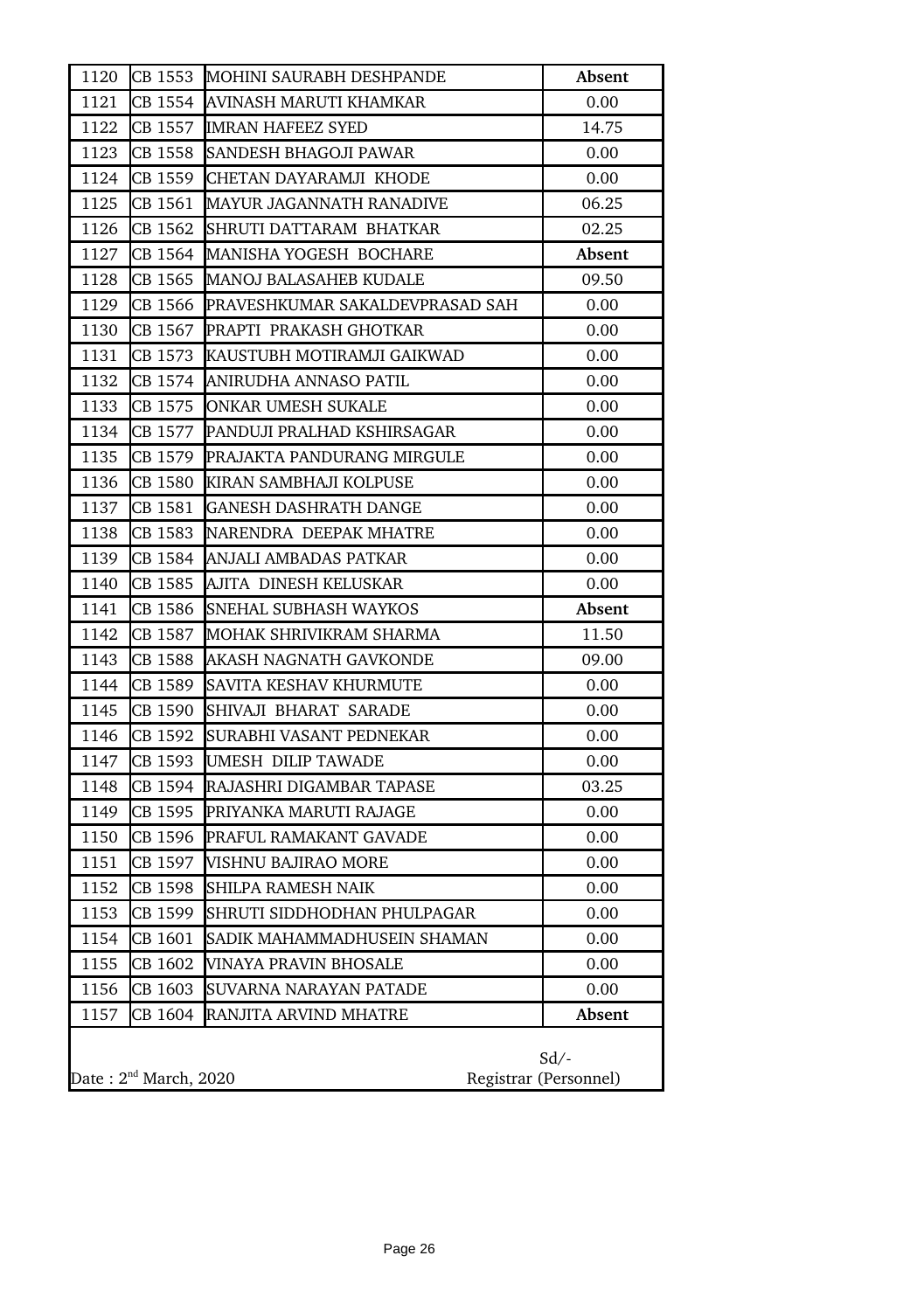| | | | |
|---|---|---|---|
| 1120 | CB 1553 | MOHINI SAURABH DESHPANDE | **Absent** |
| 1121 | CB 1554 | AVINASH MARUTI KHAMKAR | 0.00 |
| 1122 | CB 1557 | IMRAN HAFEEZ SYED | 14.75 |
| 1123 | CB 1558 | SANDESH BHAGOJI PAWAR | 0.00 |
| 1124 | CB 1559 | CHETAN DAYARAMJI KHODE | 0.00 |
| 1125 | CB 1561 | MAYUR JAGANNATH RANADIVE | 06.25 |
| 1126 | CB 1562 | SHRUTI DATTARAM BHATKAR | 02.25 |
| 1127 | CB 1564 | MANISHA YOGESH BOCHARE | **Absent** |
| 1128 | CB 1565 | MANOJ BALASAHEB KUDALE | 09.50 |
| 1129 | CB 1566 | PRAVESHKUMAR SAKALDEVPRASAD SAH | 0.00 |
| 1130 | CB 1567 | PRAPTI PRAKASH GHOTKAR | 0.00 |
| 1131 | CB 1573 | KAUSTUBH MOTIRAMJI GAIKWAD | 0.00 |
| 1132 | CB 1574 | ANIRUDHA ANNASO PATIL | 0.00 |
| 1133 | CB 1575 | ONKAR UMESH SUKALE | 0.00 |
| 1134 | CB 1577 | PANDUJI PRALHAD KSHIRSAGAR | 0.00 |
| 1135 | CB 1579 | PRAJAKTA PANDURANG MIRGULE | 0.00 |
| 1136 | CB 1580 | KIRAN SAMBHAJI KOLPUSE | 0.00 |
| 1137 | CB 1581 | GANESH DASHRATH DANGE | 0.00 |
| 1138 | CB 1583 | NARENDRA DEEPAK MHATRE | 0.00 |
| 1139 | CB 1584 | ANJALI AMBADAS PATKAR | 0.00 |
| 1140 | CB 1585 | AJITA DINESH KELUSKAR | 0.00 |
| 1141 | CB 1586 | SNEHAL SUBHASH WAYKOS | **Absent** |
| 1142 | CB 1587 | MOHAK SHRIVIKRAM SHARMA | 11.50 |
| 1143 | CB 1588 | AKASH NAGNATH GAVKONDE | 09.00 |
| 1144 | CB 1589 | SAVITA KESHAV KHURMUTE | 0.00 |
| 1145 | CB 1590 | SHIVAJI BHARAT SARADE | 0.00 |
| 1146 | CB 1592 | SURABHI VASANT PEDNEKAR | 0.00 |
| 1147 | CB 1593 | UMESH DILIP TAWADE | 0.00 |
| 1148 | CB 1594 | RAJASHRI DIGAMBAR TAPASE | 03.25 |
| 1149 | CB 1595 | PRIYANKA MARUTI RAJAGE | 0.00 |
| 1150 | CB 1596 | PRAFUL RAMAKANT GAVADE | 0.00 |
| 1151 | CB 1597 | VISHNU BAJIRAO MORE | 0.00 |
| 1152 | CB 1598 | SHILPA RAMESH NAIK | 0.00 |
| 1153 | CB 1599 | SHRUTI SIDDHODHAN PHULPAGAR | 0.00 |
| 1154 | CB 1601 | SADIK MAHAMMADHUSEIN SHAMAN | 0.00 |
| 1155 | CB 1602 | VINAYA PRAVIN BHOSALE | 0.00 |
| 1156 | CB 1603 | SUVARNA NARAYAN PATADE | 0.00 |
| 1157 | CB 1604 | RANJITA ARVIND MHATRE | **Absent** |

Date : 2nd March, 2020

Sd/-
Registrar (Personnel)